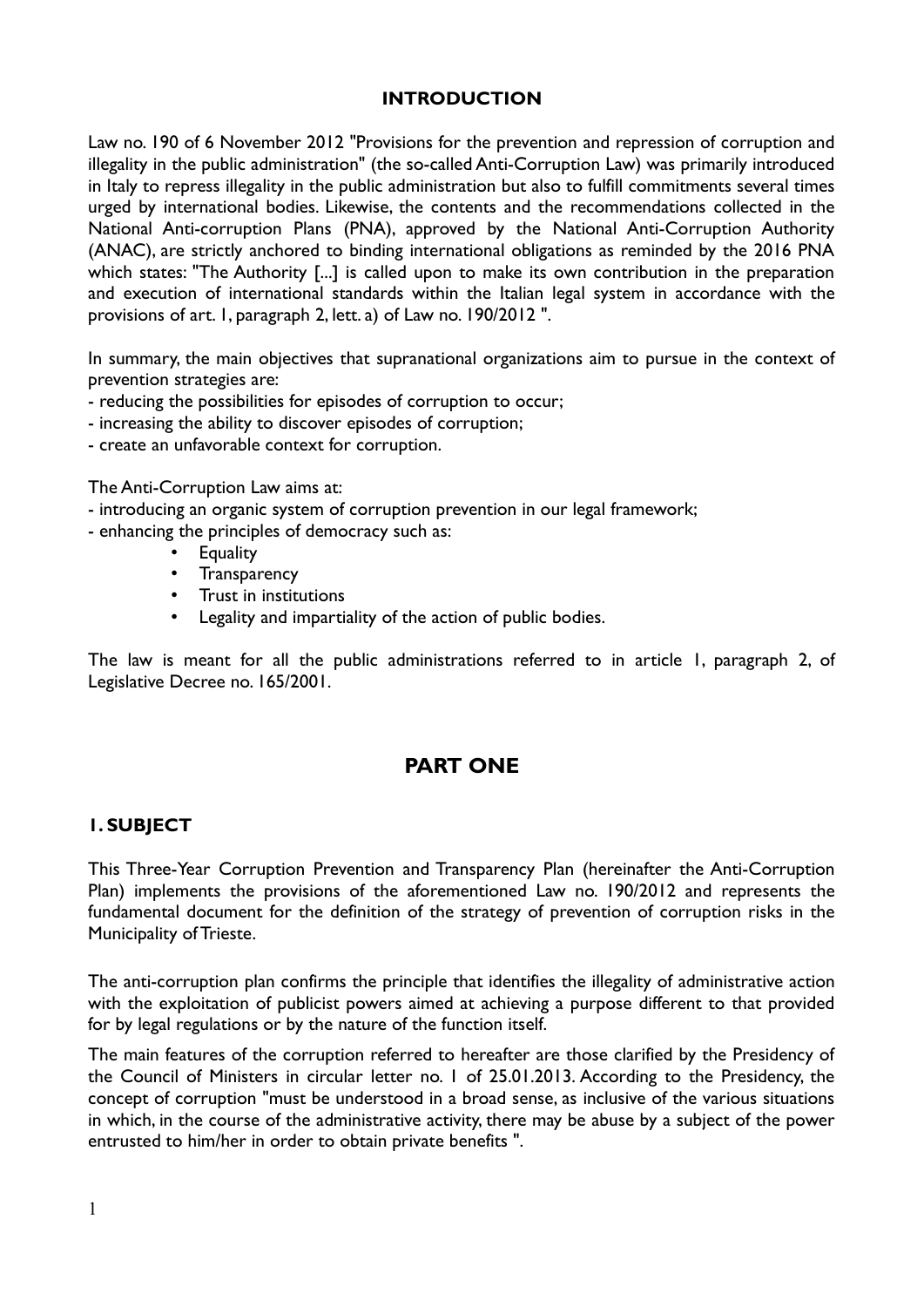## INTRODUCTION

Law no. 190 of 6 November 2012 "Provisions for the prevention and repression of corruption and illegality in the public administration" (the so-called Anti-Corruption Law) was primarily introduced in Italy to repress illegality in the public administration but also to fulfill commitments several times urged by international bodies. Likewise, the contents and the recommendations collected in the National Anti-corruption Plans (PNA), approved by the National Anti-Corruption Authority (ANAC), are strictly anchored to binding international obligations as reminded by the 2016 PNA which states: "The Authority [...] is called upon to make its own contribution in the preparation and execution of international standards within the Italian legal system in accordance with the provisions of art. 1, paragraph 2, lett. a) of Law no. 190/2012 ".

In summary, the main objectives that supranational organizations aim to pursue in the context of prevention strategies are:

- reducing the possibilities for episodes of corruption to occur;
- increasing the ability to discover episodes of corruption;
- create an unfavorable context for corruption.

The Anti-Corruption Law aims at:

- introducing an organic system of corruption prevention in our legal framework;
- enhancing the principles of democracy such as:
    - Equality
    - Transparency
    - Trust in institutions
    - Legality and impartiality of the action of public bodies.

The law is meant for all the public administrations referred to in article 1, paragraph 2, of Legislative Decree no. 165/2001.

# PART ONE

## 1. SUBJECT

This Three-Year Corruption Prevention and Transparency Plan (hereinafter the Anti-Corruption Plan) implements the provisions of the aforementioned Law no. 190/2012 and represents the fundamental document for the definition of the strategy of prevention of corruption risks in the Municipality of Trieste.

The anti-corruption plan confirms the principle that identifies the illegality of administrative action with the exploitation of publicist powers aimed at achieving a purpose different to that provided for by legal regulations or by the nature of the function itself.

The main features of the corruption referred to hereafter are those clarified by the Presidency of the Council of Ministers in circular letter no. 1 of 25.01.2013. According to the Presidency, the concept of corruption "must be understood in a broad sense, as inclusive of the various situations in which, in the course of the administrative activity, there may be abuse by a subject of the power entrusted to him/her in order to obtain private benefits ".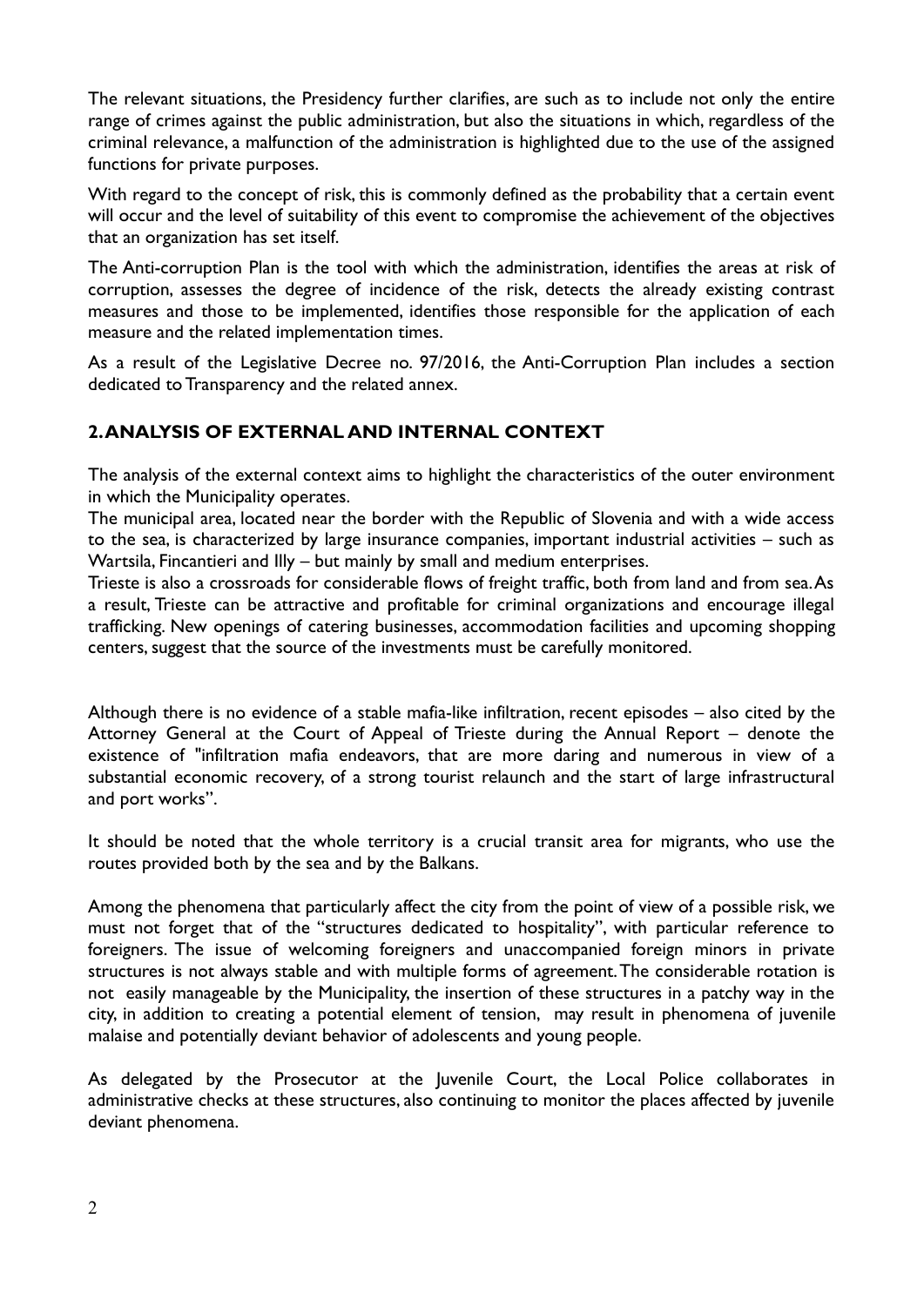The relevant situations, the Presidency further clarifies, are such as to include not only the entire range of crimes against the public administration, but also the situations in which, regardless of the criminal relevance, a malfunction of the administration is highlighted due to the use of the assigned functions for private purposes.

With regard to the concept of risk, this is commonly defined as the probability that a certain event will occur and the level of suitability of this event to compromise the achievement of the objectives that an organization has set itself.

The Anti-corruption Plan is the tool with which the administration, identifies the areas at risk of corruption, assesses the degree of incidence of the risk, detects the already existing contrast measures and those to be implemented, identifies those responsible for the application of each measure and the related implementation times.

As a result of the Legislative Decree no. 97/2016, the Anti-Corruption Plan includes a section dedicated to Transparency and the related annex.

## 2. ANALYSIS OF EXTERNAL AND INTERNAL CONTEXT

The analysis of the external context aims to highlight the characteristics of the outer environment in which the Municipality operates.

The municipal area, located near the border with the Republic of Slovenia and with a wide access to the sea, is characterized by large insurance companies, important industrial activities – such as Wartsila, Fincantieri and Illy – but mainly by small and medium enterprises.

Trieste is also a crossroads for considerable flows of freight traffic, both from land and from sea. As a result, Trieste can be attractive and profitable for criminal organizations and encourage illegal trafficking. New openings of catering businesses, accommodation facilities and upcoming shopping centers, suggest that the source of the investments must be carefully monitored.

Although there is no evidence of a stable mafia-like infiltration, recent episodes – also cited by the Attorney General at the Court of Appeal of Trieste during the Annual Report – denote the existence of "infiltration mafia endeavors, that are more daring and numerous in view of a substantial economic recovery, of a strong tourist relaunch and the start of large infrastructural and port works".

It should be noted that the whole territory is a crucial transit area for migrants, who use the routes provided both by the sea and by the Balkans.

Among the phenomena that particularly affect the city from the point of view of a possible risk, we must not forget that of the "structures dedicated to hospitality", with particular reference to foreigners. The issue of welcoming foreigners and unaccompanied foreign minors in private structures is not always stable and with multiple forms of agreement. The considerable rotation is not easily manageable by the Municipality, the insertion of these structures in a patchy way in the city, in addition to creating a potential element of tension, may result in phenomena of juvenile malaise and potentially deviant behavior of adolescents and young people.

As delegated by the Prosecutor at the Juvenile Court, the Local Police collaborates in administrative checks at these structures, also continuing to monitor the places affected by juvenile deviant phenomena.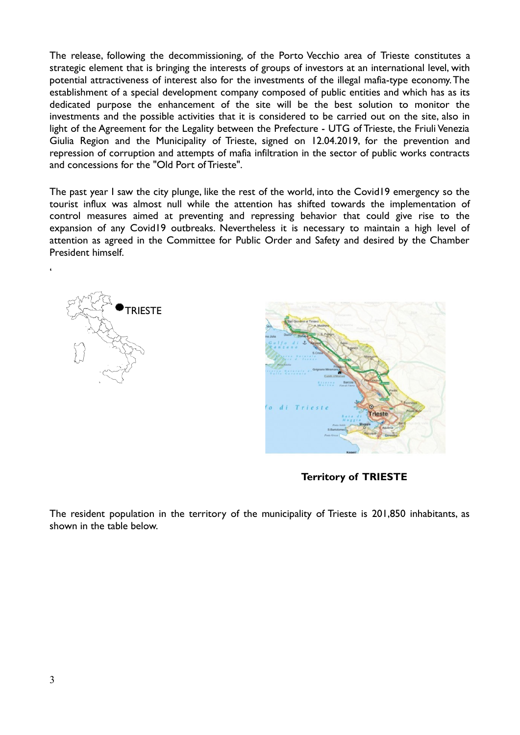The release, following the decommissioning, of the Porto Vecchio area of Trieste constitutes a strategic element that is bringing the interests of groups of investors at an international level, with potential attractiveness of interest also for the investments of the illegal mafia-type economy. The establishment of a special development company composed of public entities and which has as its dedicated purpose the enhancement of the site will be the best solution to monitor the investments and the possible activities that it is considered to be carried out on the site, also in light of the Agreement for the Legality between the Prefecture - UTG of Trieste, the Friuli Venezia Giulia Region and the Municipality of Trieste, signed on 12.04.2019, for the prevention and repression of corruption and attempts of mafia infiltration in the sector of public works contracts and concessions for the "Old Port of Trieste".

The past year I saw the city plunge, like the rest of the world, into the Covid19 emergency so the tourist influx was almost null while the attention has shifted towards the implementation of control measures aimed at preventing and repressing behavior that could give rise to the expansion of any Covid19 outbreaks. Nevertheless it is necessary to maintain a high level of attention as agreed in the Committee for Public Order and Safety and desired by the Chamber President himself.

TRIESTE

**Territory of TRIESTE**

The resident population in the territory of the municipality of Trieste is 201,850 inhabitants, as shown in the table below.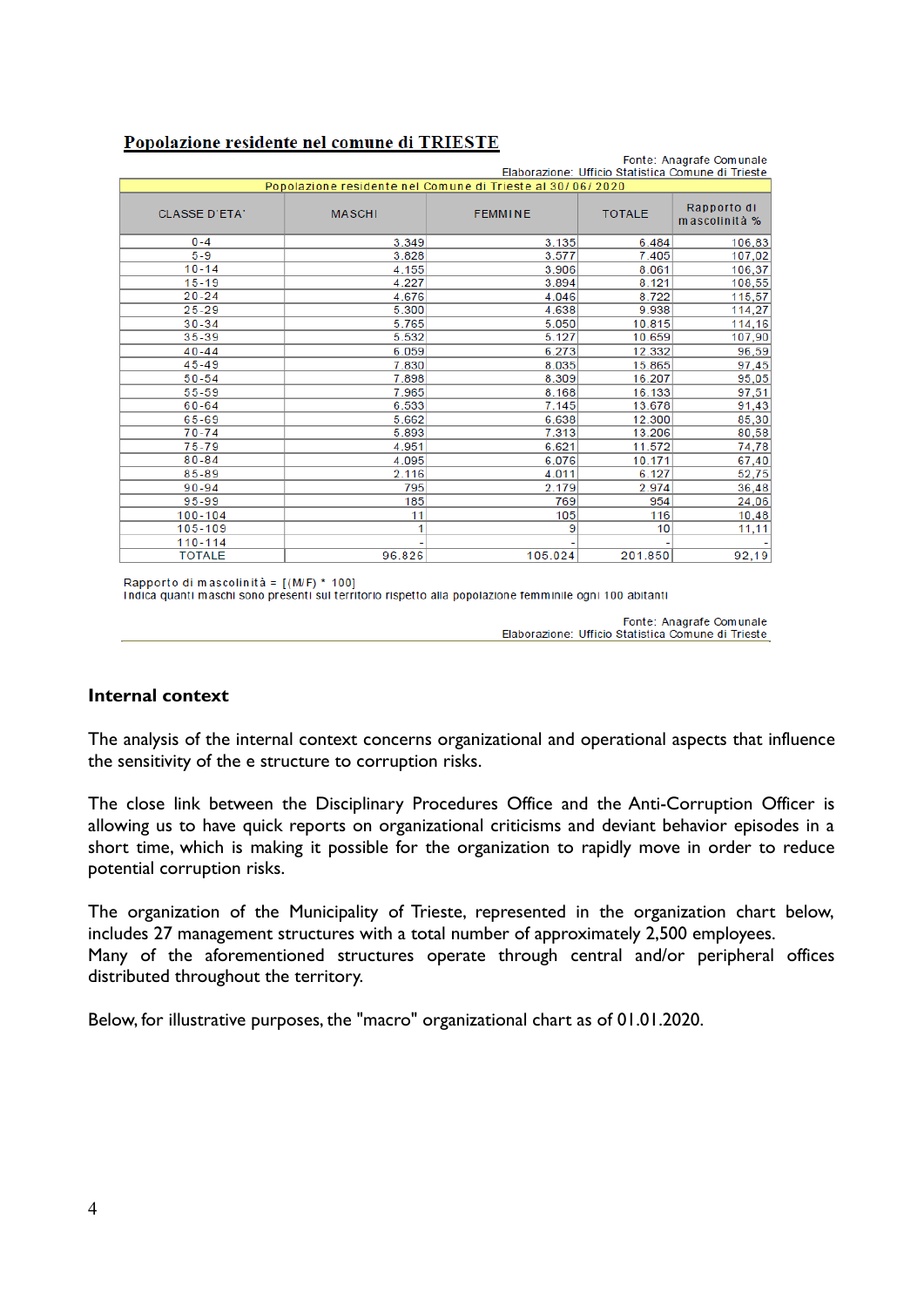**Popolazione residente nel comune di TRIESTE**

Fonte: Anagrafe Comunale
Elaborazione: Ufficio Statistica Comune di Trieste

| Popolazione residente nel Comune di Trieste al 30/06/2020 | | | | |
|---|---|---|---|---|
| CLASSE D'ETA' | MASCHI | FEMMINE | TOTALE | Rapporto di mascolinità % |
| 0-4 | 3.349 | 3.135 | 6.484 | 106,83 |
| 5-9 | 3.828 | 3.577 | 7.405 | 107,02 |
| 10-14 | 4.155 | 3.906 | 8.061 | 106,37 |
| 15-19 | 4.227 | 3.894 | 8.121 | 108,55 |
| 20-24 | 4.676 | 4.046 | 8.722 | 115,57 |
| 25-29 | 5.300 | 4.638 | 9.938 | 114,27 |
| 30-34 | 5.765 | 5.050 | 10.815 | 114,16 |
| 35-39 | 5.532 | 5.127 | 10.659 | 107,90 |
| 40-44 | 6.059 | 6.273 | 12.332 | 96,59 |
| 45-49 | 7.830 | 8.035 | 15.865 | 97,45 |
| 50-54 | 7.898 | 8.309 | 16.207 | 95,05 |
| 55-59 | 7.965 | 8.168 | 16.133 | 97,51 |
| 60-64 | 6.533 | 7.145 | 13.678 | 91,43 |
| 65-69 | 5.662 | 6.638 | 12.300 | 85,30 |
| 70-74 | 5.893 | 7.313 | 13.206 | 80,58 |
| 75-79 | 4.951 | 6.621 | 11.572 | 74,78 |
| 80-84 | 4.095 | 6.076 | 10.171 | 67,40 |
| 85-89 | 2.116 | 4.011 | 6.127 | 52,75 |
| 90-94 | 795 | 2.179 | 2.974 | 36,48 |
| 95-99 | 185 | 769 | 954 | 24,06 |
| 100-104 | 11 | 105 | 116 | 10,48 |
| 105-109 | 1 | 9 | 10 | 11,11 |
| 110-114 | - | - | - | - |
| TOTALE | 96.826 | 105.024 | 201.850 | 92,19 |

Rapporto di mascolinità = [(M/F) * 100]
Indica quanti maschi sono presenti sul territorio rispetto alla popolazione femminile ogni 100 abitanti

Fonte: Anagrafe Comunale
Elaborazione: Ufficio Statistica Comune di Trieste

## Internal context

The analysis of the internal context concerns organizational and operational aspects that influence the sensitivity of the e structure to corruption risks.

The close link between the Disciplinary Procedures Office and the Anti-Corruption Officer is allowing us to have quick reports on organizational criticisms and deviant behavior episodes in a short time, which is making it possible for the organization to rapidly move in order to reduce potential corruption risks.

The organization of the Municipality of Trieste, represented in the organization chart below, includes 27 management structures with a total number of approximately 2,500 employees.
Many of the aforementioned structures operate through central and/or peripheral offices distributed throughout the territory.

Below, for illustrative purposes, the "macro" organizational chart as of 01.01.2020.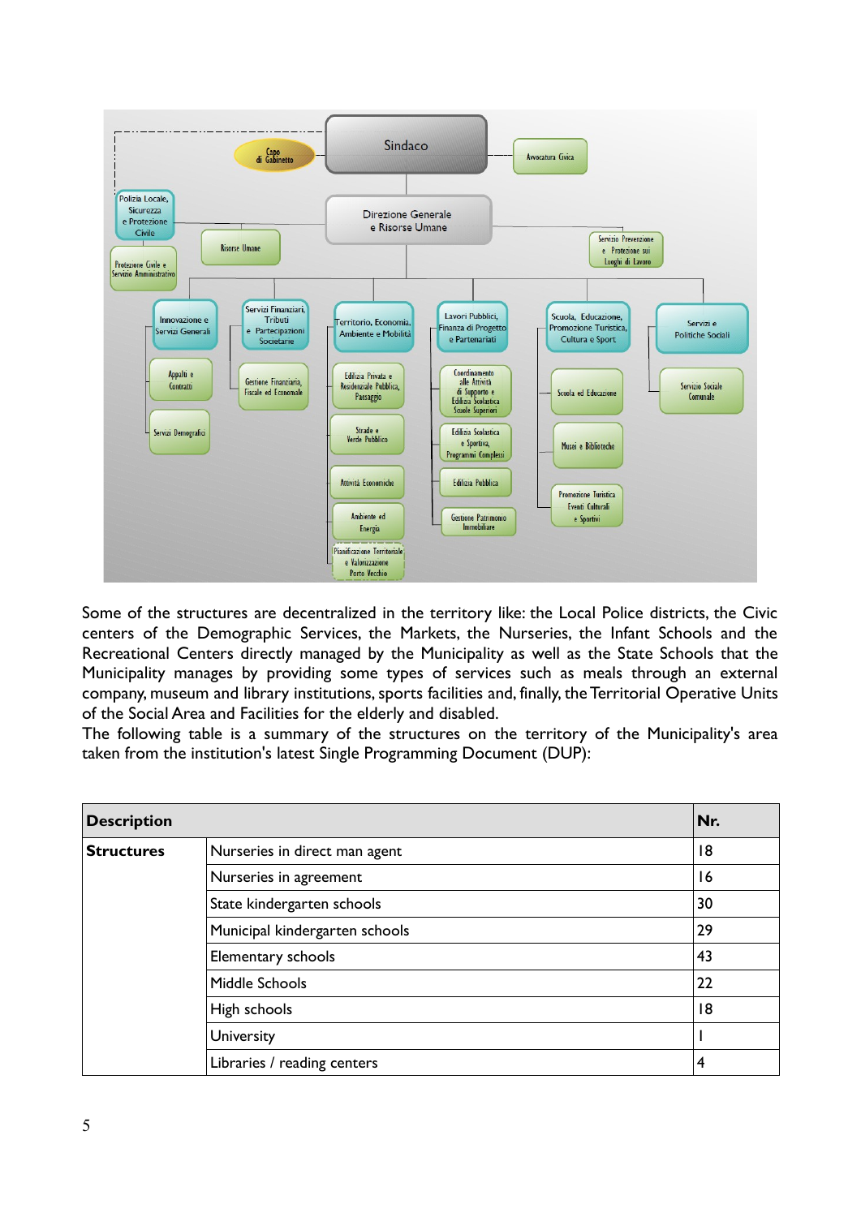Some of the structures are decentralized in the territory like: the Local Police districts, the Civic centers of the Demographic Services, the Markets, the Nurseries, the Infant Schools and the Recreational Centers directly managed by the Municipality as well as the State Schools that the Municipality manages by providing some types of services such as meals through an external company, museum and library institutions, sports facilities and, finally, the Territorial Operative Units of the Social Area and Facilities for the elderly and disabled.

The following table is a summary of the structures on the territory of the Municipality's area taken from the institution's latest Single Programming Document (DUP):

| **Description** | | **Nr.** |
|---|---|---|
| **Structures** | Nurseries in direct man agent | 18 |
| | Nurseries in agreement | 16 |
| | State kindergarten schools | 30 |
| | Municipal kindergarten schools | 29 |
| | Elementary schools | 43 |
| | Middle Schools | 22 |
| | High schools | 18 |
| | University | 1 |
| | Libraries / reading centers | 4 |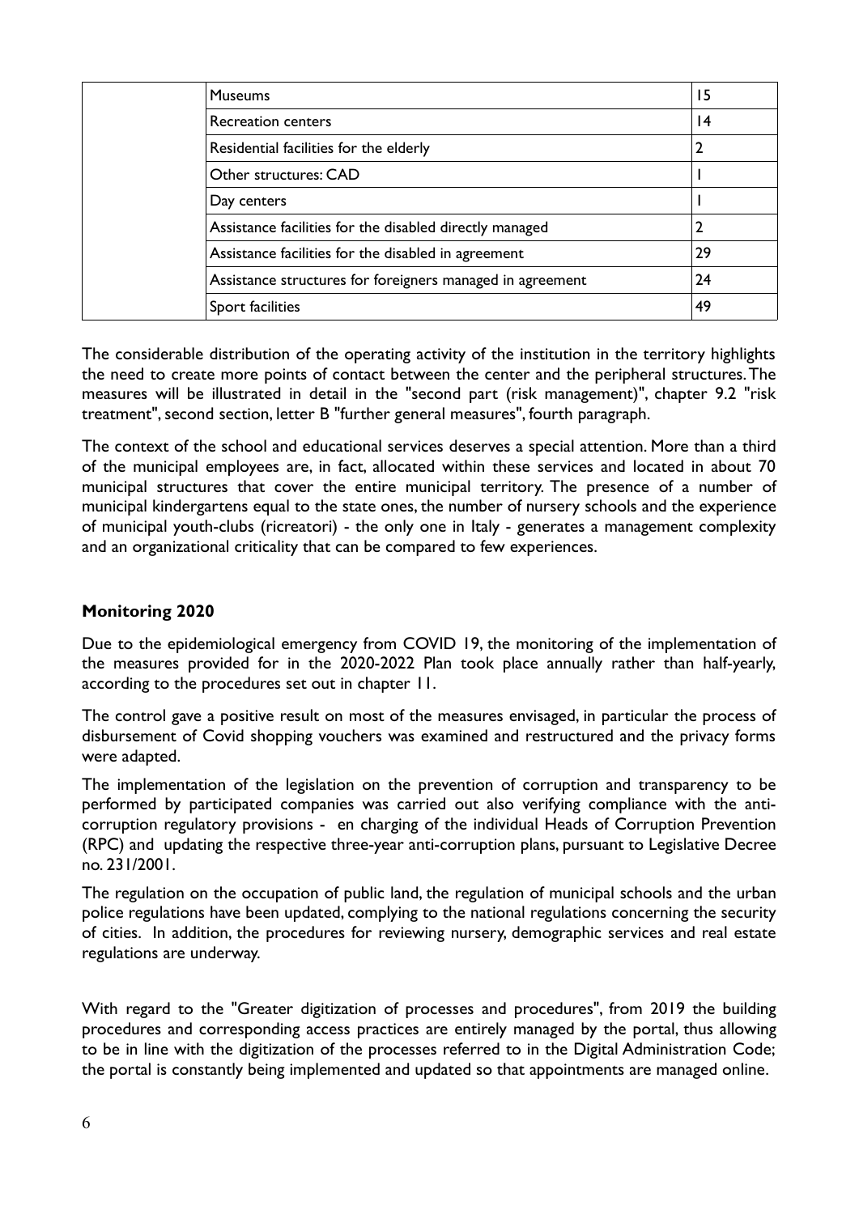| | | |
|---|---|---|
| | Museums | 15 |
| | Recreation centers | 14 |
| | Residential facilities for the elderly | 2 |
| | Other structures: CAD | 1 |
| | Day centers | 1 |
| | Assistance facilities for the disabled directly managed | 2 |
| | Assistance facilities for the disabled in agreement | 29 |
| | Assistance structures for foreigners managed in agreement | 24 |
| | Sport facilities | 49 |

The considerable distribution of the operating activity of the institution in the territory highlights the need to create more points of contact between the center and the peripheral structures. The measures will be illustrated in detail in the "second part (risk management)", chapter 9.2 "risk treatment", second section, letter B "further general measures", fourth paragraph.

The context of the school and educational services deserves a special attention. More than a third of the municipal employees are, in fact, allocated within these services and located in about 70 municipal structures that cover the entire municipal territory. The presence of a number of municipal kindergartens equal to the state ones, the number of nursery schools and the experience of municipal youth-clubs (ricreatori) - the only one in Italy - generates a management complexity and an organizational criticality that can be compared to few experiences.

**Monitoring 2020**

Due to the epidemiological emergency from COVID 19, the monitoring of the implementation of the measures provided for in the 2020-2022 Plan took place annually rather than half-yearly, according to the procedures set out in chapter 11.

The control gave a positive result on most of the measures envisaged, in particular the process of disbursement of Covid shopping vouchers was examined and restructured and the privacy forms were adapted.

The implementation of the legislation on the prevention of corruption and transparency to be performed by participated companies was carried out also verifying compliance with the anti-corruption regulatory provisions - en charging of the individual Heads of Corruption Prevention (RPC) and updating the respective three-year anti-corruption plans, pursuant to Legislative Decree no. 231/2001.

The regulation on the occupation of public land, the regulation of municipal schools and the urban police regulations have been updated, complying to the national regulations concerning the security of cities. In addition, the procedures for reviewing nursery, demographic services and real estate regulations are underway.

With regard to the "Greater digitization of processes and procedures", from 2019 the building procedures and corresponding access practices are entirely managed by the portal, thus allowing to be in line with the digitization of the processes referred to in the Digital Administration Code; the portal is constantly being implemented and updated so that appointments are managed online.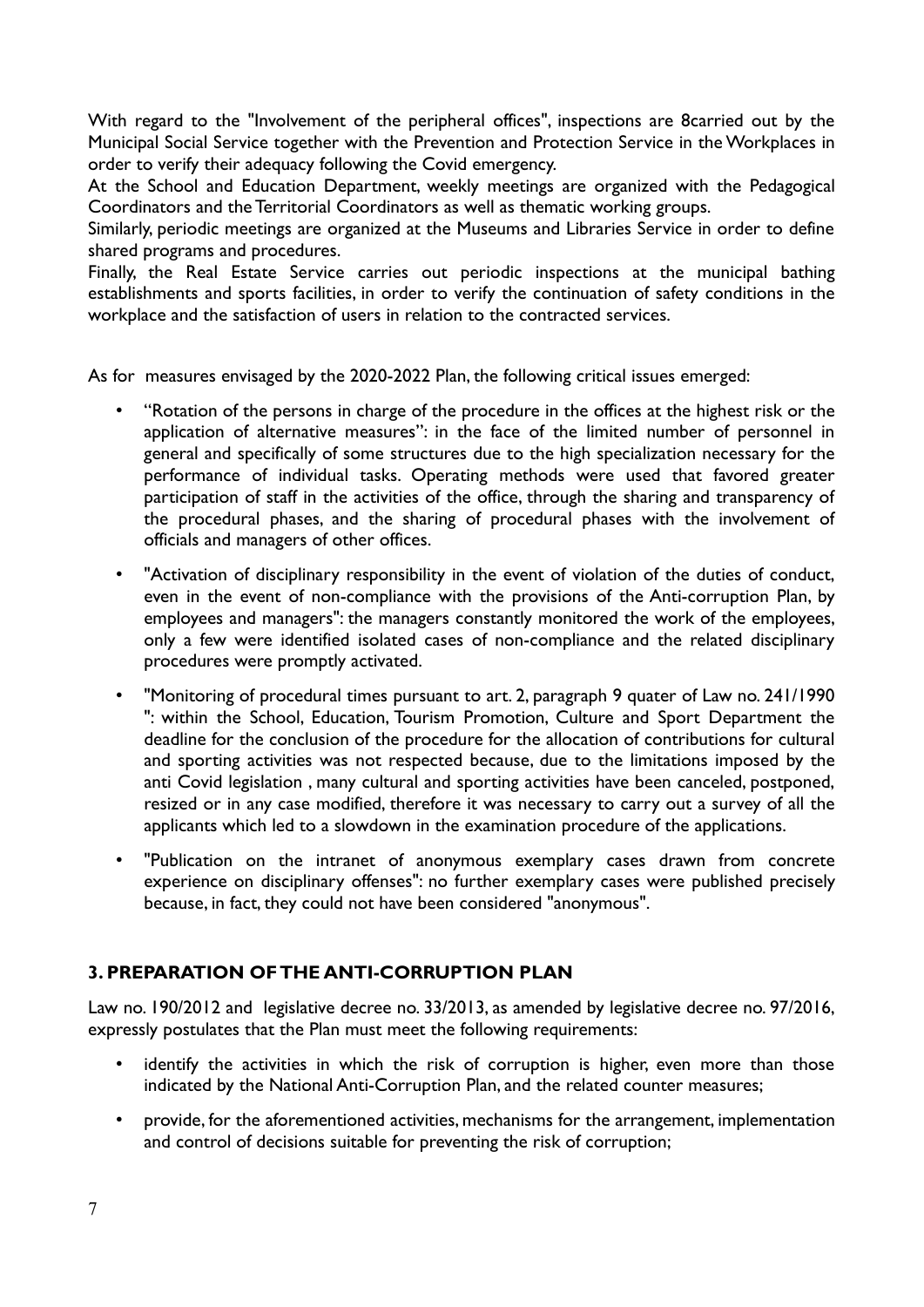With regard to the "Involvement of the peripheral offices", inspections are 8carried out by the Municipal Social Service together with the Prevention and Protection Service in the Workplaces in order to verify their adequacy following the Covid emergency.

At the School and Education Department, weekly meetings are organized with the Pedagogical Coordinators and the Territorial Coordinators as well as thematic working groups.

Similarly, periodic meetings are organized at the Museums and Libraries Service in order to define shared programs and procedures.

Finally, the Real Estate Service carries out periodic inspections at the municipal bathing establishments and sports facilities, in order to verify the continuation of safety conditions in the workplace and the satisfaction of users in relation to the contracted services.

As for measures envisaged by the 2020-2022 Plan, the following critical issues emerged:

- "Rotation of the persons in charge of the procedure in the offices at the highest risk or the application of alternative measures": in the face of the limited number of personnel in general and specifically of some structures due to the high specialization necessary for the performance of individual tasks. Operating methods were used that favored greater participation of staff in the activities of the office, through the sharing and transparency of the procedural phases, and the sharing of procedural phases with the involvement of officials and managers of other offices.
- "Activation of disciplinary responsibility in the event of violation of the duties of conduct, even in the event of non-compliance with the provisions of the Anti-corruption Plan, by employees and managers": the managers constantly monitored the work of the employees, only a few were identified isolated cases of non-compliance and the related disciplinary procedures were promptly activated.
- "Monitoring of procedural times pursuant to art. 2, paragraph 9 quater of Law no. 241/1990 ": within the School, Education, Tourism Promotion, Culture and Sport Department the deadline for the conclusion of the procedure for the allocation of contributions for cultural and sporting activities was not respected because, due to the limitations imposed by the anti Covid legislation , many cultural and sporting activities have been canceled, postponed, resized or in any case modified, therefore it was necessary to carry out a survey of all the applicants which led to a slowdown in the examination procedure of the applications.
- "Publication on the intranet of anonymous exemplary cases drawn from concrete experience on disciplinary offenses": no further exemplary cases were published precisely because, in fact, they could not have been considered "anonymous".

## 3. PREPARATION OF THE ANTI-CORRUPTION PLAN

Law no. 190/2012 and legislative decree no. 33/2013, as amended by legislative decree no. 97/2016, expressly postulates that the Plan must meet the following requirements:

- identify the activities in which the risk of corruption is higher, even more than those indicated by the National Anti-Corruption Plan, and the related counter measures;
- provide, for the aforementioned activities, mechanisms for the arrangement, implementation and control of decisions suitable for preventing the risk of corruption;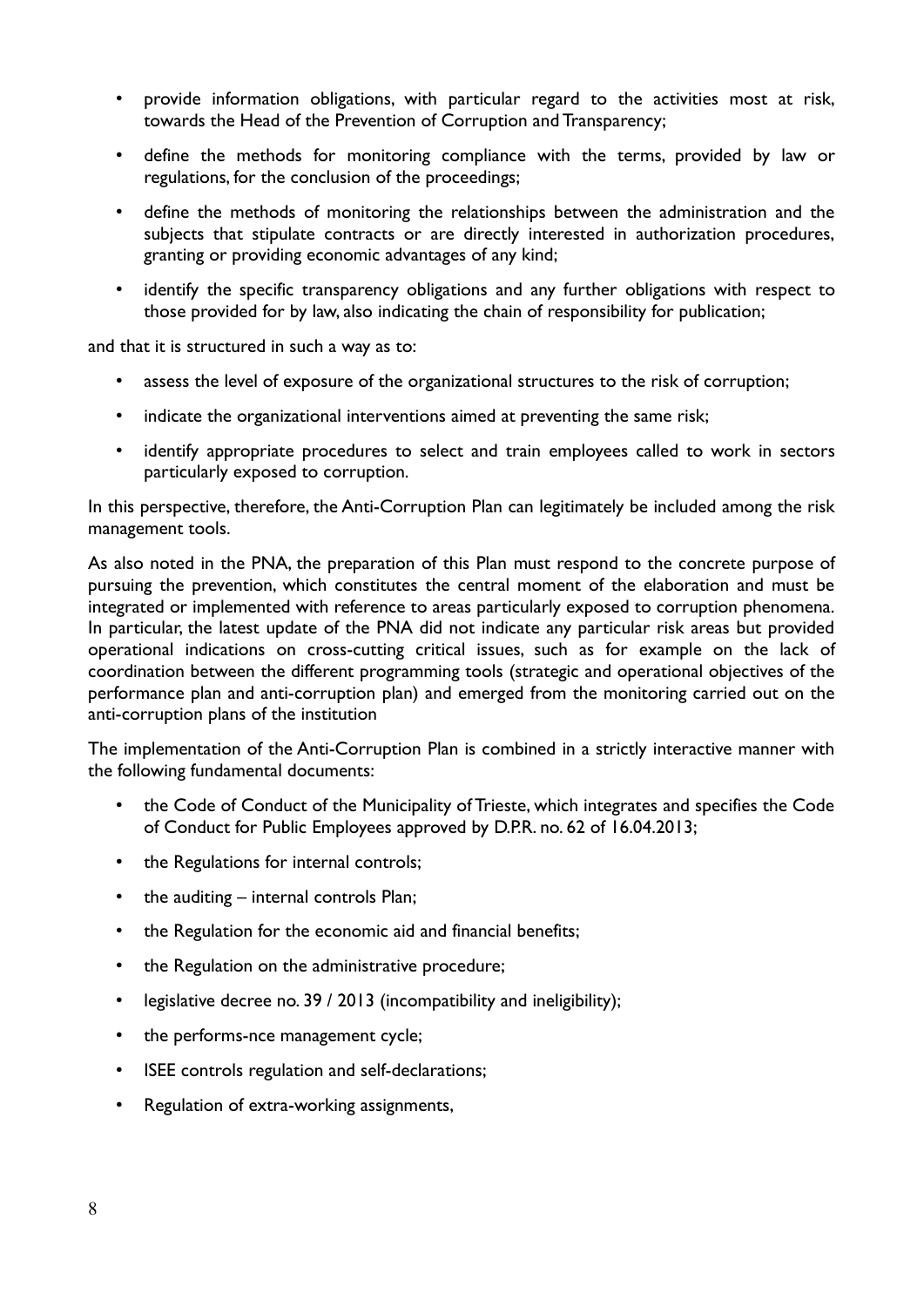- provide information obligations, with particular regard to the activities most at risk, towards the Head of the Prevention of Corruption and Transparency;
- define the methods for monitoring compliance with the terms, provided by law or regulations, for the conclusion of the proceedings;
- define the methods of monitoring the relationships between the administration and the subjects that stipulate contracts or are directly interested in authorization procedures, granting or providing economic advantages of any kind;
- identify the specific transparency obligations and any further obligations with respect to those provided for by law, also indicating the chain of responsibility for publication;

and that it is structured in such a way as to:

- assess the level of exposure of the organizational structures to the risk of corruption;
- indicate the organizational interventions aimed at preventing the same risk;
- identify appropriate procedures to select and train employees called to work in sectors particularly exposed to corruption.

In this perspective, therefore, the Anti-Corruption Plan can legitimately be included among the risk management tools.

As also noted in the PNA, the preparation of this Plan must respond to the concrete purpose of pursuing the prevention, which constitutes the central moment of the elaboration and must be integrated or implemented with reference to areas particularly exposed to corruption phenomena. In particular, the latest update of the PNA did not indicate any particular risk areas but provided operational indications on cross-cutting critical issues, such as for example on the lack of coordination between the different programming tools (strategic and operational objectives of the performance plan and anti-corruption plan) and emerged from the monitoring carried out on the anti-corruption plans of the institution

The implementation of the Anti-Corruption Plan is combined in a strictly interactive manner with the following fundamental documents:

- the Code of Conduct of the Municipality of Trieste, which integrates and specifies the Code of Conduct for Public Employees approved by D.P.R. no. 62 of 16.04.2013;
- the Regulations for internal controls;
- the auditing – internal controls Plan;
- the Regulation for the economic aid and financial benefits;
- the Regulation on the administrative procedure;
- legislative decree no. 39 / 2013 (incompatibility and ineligibility);
- the performs-nce management cycle;
- ISEE controls regulation and self-declarations;
- Regulation of extra-working assignments,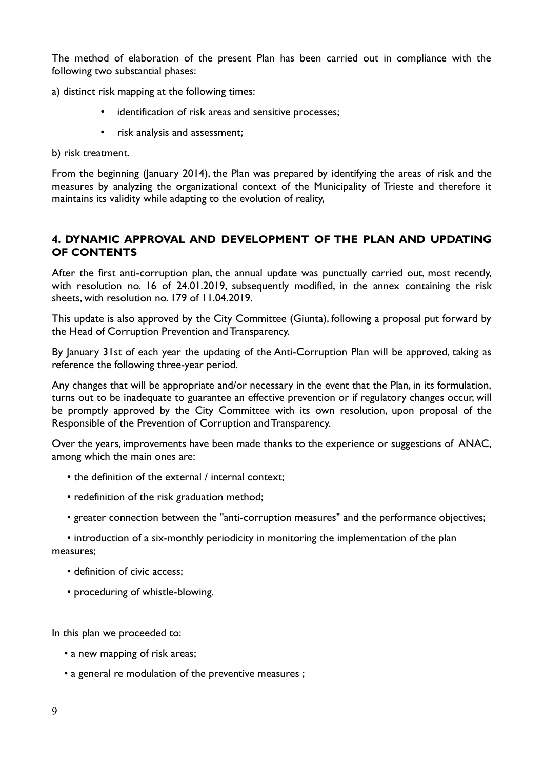The method of elaboration of the present Plan has been carried out in compliance with the following two substantial phases:

a) distinct risk mapping at the following times:

- identification of risk areas and sensitive processes;
- risk analysis and assessment;

b) risk treatment.

From the beginning (January 2014), the Plan was prepared by identifying the areas of risk and the measures by analyzing the organizational context of the Municipality of Trieste and therefore it maintains its validity while adapting to the evolution of reality,

## 4. DYNAMIC APPROVAL AND DEVELOPMENT OF THE PLAN AND UPDATING OF CONTENTS

After the first anti-corruption plan, the annual update was punctually carried out, most recently, with resolution no. 16 of 24.01.2019, subsequently modified, in the annex containing the risk sheets, with resolution no. 179 of 11.04.2019.

This update is also approved by the City Committee (Giunta), following a proposal put forward by the Head of Corruption Prevention and Transparency.

By January 31st of each year the updating of the Anti-Corruption Plan will be approved, taking as reference the following three-year period.

Any changes that will be appropriate and/or necessary in the event that the Plan, in its formulation, turns out to be inadequate to guarantee an effective prevention or if regulatory changes occur, will be promptly approved by the City Committee with its own resolution, upon proposal of the Responsible of the Prevention of Corruption and Transparency.

Over the years, improvements have been made thanks to the experience or suggestions of ANAC, among which the main ones are:

- the definition of the external / internal context;
- redefinition of the risk graduation method;
- greater connection between the "anti-corruption measures" and the performance objectives;
- introduction of a six-monthly periodicity in monitoring the implementation of the plan measures;
- definition of civic access;
- proceduring of whistle-blowing.

In this plan we proceeded to:

- a new mapping of risk areas;
- a general re modulation of the preventive measures ;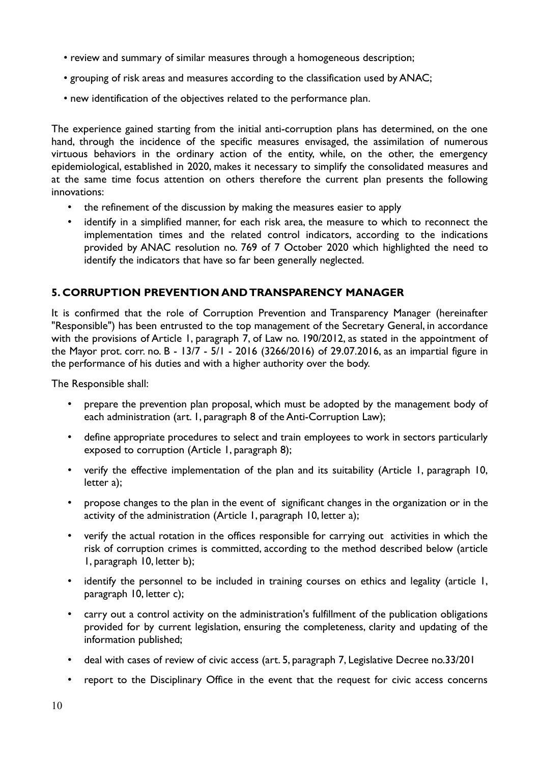- review and summary of similar measures through a homogeneous description;
- grouping of risk areas and measures according to the classification used by ANAC;
- new identification of the objectives related to the performance plan.

The experience gained starting from the initial anti-corruption plans has determined, on the one hand, through the incidence of the specific measures envisaged, the assimilation of numerous virtuous behaviors in the ordinary action of the entity, while, on the other, the emergency epidemiological, established in 2020, makes it necessary to simplify the consolidated measures and at the same time focus attention on others therefore the current plan presents the following innovations:

- the refinement of the discussion by making the measures easier to apply
- identify in a simplified manner, for each risk area, the measure to which to reconnect the implementation times and the related control indicators, according to the indications provided by ANAC resolution no. 769 of 7 October 2020 which highlighted the need to identify the indicators that have so far been generally neglected.

## 5. CORRUPTION PREVENTION AND TRANSPARENCY MANAGER

It is confirmed that the role of Corruption Prevention and Transparency Manager (hereinafter "Responsible") has been entrusted to the top management of the Secretary General, in accordance with the provisions of Article 1, paragraph 7, of Law no. 190/2012, as stated in the appointment of the Mayor prot. corr. no. B - 13/7 - 5/1 - 2016 (3266/2016) of 29.07.2016, as an impartial figure in the performance of his duties and with a higher authority over the body.

The Responsible shall:

- prepare the prevention plan proposal, which must be adopted by the management body of each administration (art. 1, paragraph 8 of the Anti-Corruption Law);
- define appropriate procedures to select and train employees to work in sectors particularly exposed to corruption (Article 1, paragraph 8);
- verify the effective implementation of the plan and its suitability (Article 1, paragraph 10, letter a);
- propose changes to the plan in the event of significant changes in the organization or in the activity of the administration (Article 1, paragraph 10, letter a);
- verify the actual rotation in the offices responsible for carrying out activities in which the risk of corruption crimes is committed, according to the method described below (article 1, paragraph 10, letter b);
- identify the personnel to be included in training courses on ethics and legality (article 1, paragraph 10, letter c);
- carry out a control activity on the administration's fulfillment of the publication obligations provided for by current legislation, ensuring the completeness, clarity and updating of the information published;
- deal with cases of review of civic access (art. 5, paragraph 7, Legislative Decree no.33/201
- report to the Disciplinary Office in the event that the request for civic access concerns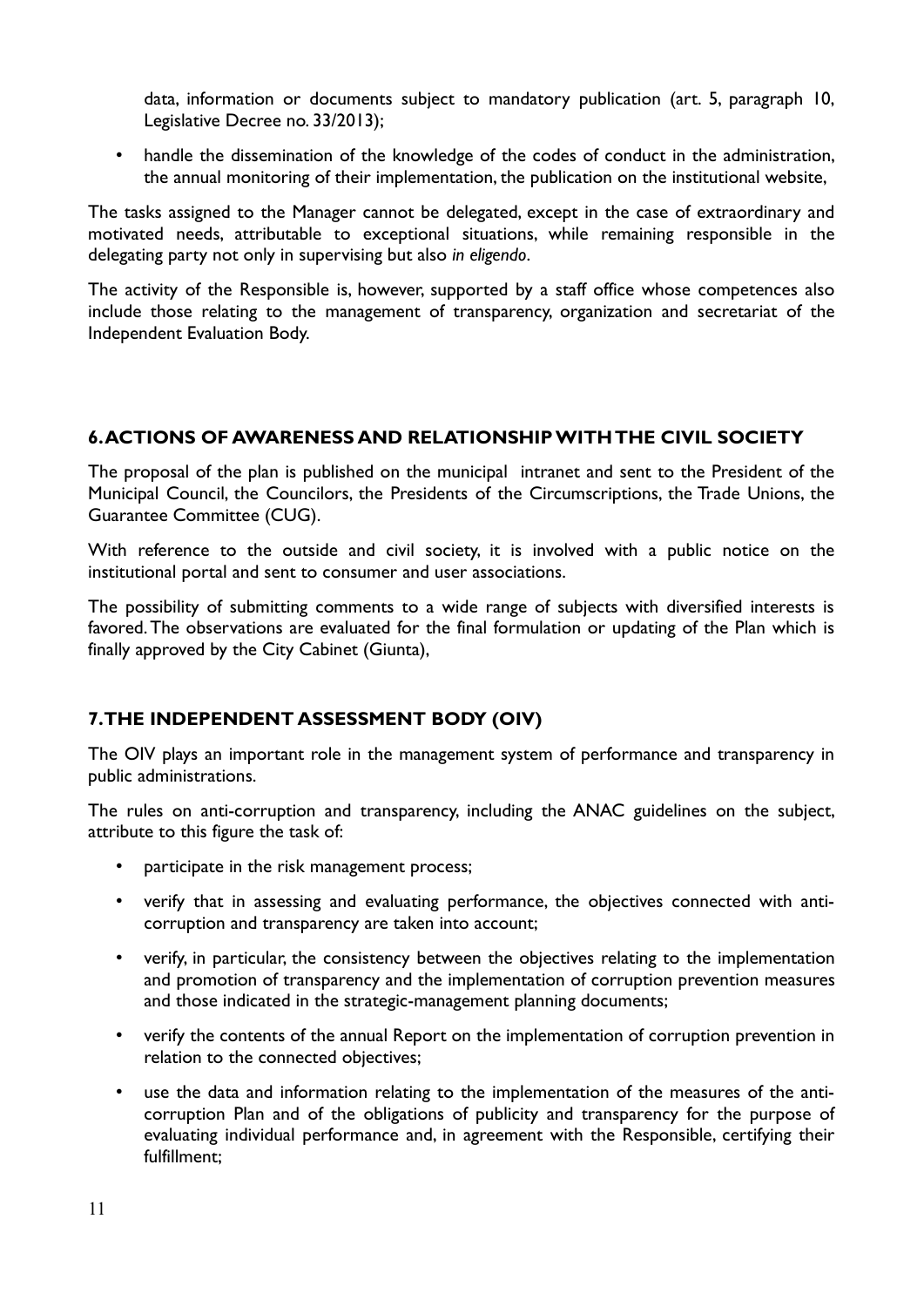data, information or documents subject to mandatory publication (art. 5, paragraph 10, Legislative Decree no. 33/2013);

- handle the dissemination of the knowledge of the codes of conduct in the administration, the annual monitoring of their implementation, the publication on the institutional website,

The tasks assigned to the Manager cannot be delegated, except in the case of extraordinary and motivated needs, attributable to exceptional situations, while remaining responsible in the delegating party not only in supervising but also *in eligendo*.

The activity of the Responsible is, however, supported by a staff office whose competences also include those relating to the management of transparency, organization and secretariat of the Independent Evaluation Body.

## 6. ACTIONS OF AWARENESS AND RELATIONSHIP WITH THE CIVIL SOCIETY

The proposal of the plan is published on the municipal intranet and sent to the President of the Municipal Council, the Councilors, the Presidents of the Circumscriptions, the Trade Unions, the Guarantee Committee (CUG).

With reference to the outside and civil society, it is involved with a public notice on the institutional portal and sent to consumer and user associations.

The possibility of submitting comments to a wide range of subjects with diversified interests is favored. The observations are evaluated for the final formulation or updating of the Plan which is finally approved by the City Cabinet (Giunta),

## 7. THE INDEPENDENT ASSESSMENT BODY (OIV)

The OIV plays an important role in the management system of performance and transparency in public administrations.

The rules on anti-corruption and transparency, including the ANAC guidelines on the subject, attribute to this figure the task of:

- participate in the risk management process;
- verify that in assessing and evaluating performance, the objectives connected with anti-corruption and transparency are taken into account;
- verify, in particular, the consistency between the objectives relating to the implementation and promotion of transparency and the implementation of corruption prevention measures and those indicated in the strategic-management planning documents;
- verify the contents of the annual Report on the implementation of corruption prevention in relation to the connected objectives;
- use the data and information relating to the implementation of the measures of the anti-corruption Plan and of the obligations of publicity and transparency for the purpose of evaluating individual performance and, in agreement with the Responsible, certifying their fulfillment;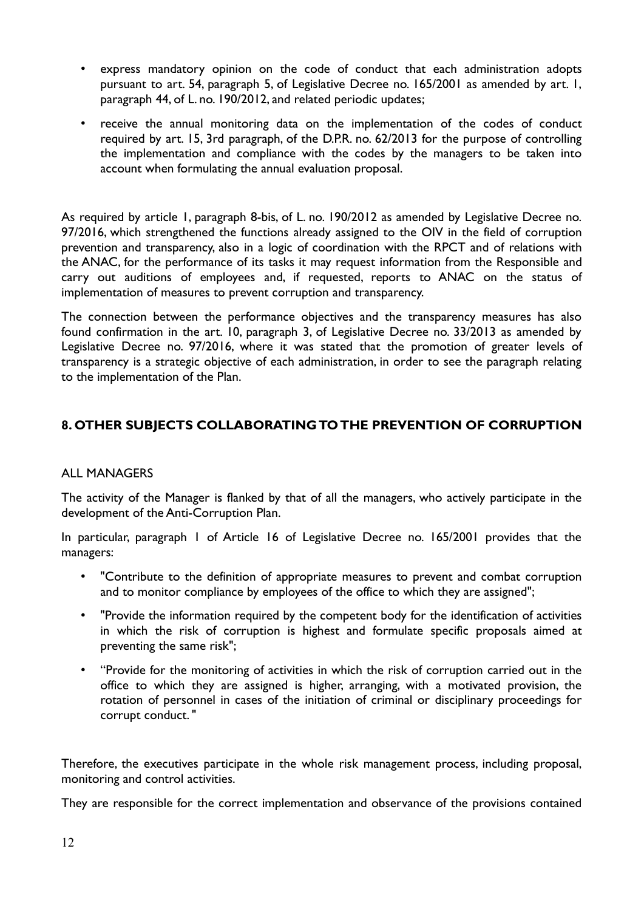- express mandatory opinion on the code of conduct that each administration adopts pursuant to art. 54, paragraph 5, of Legislative Decree no. 165/2001 as amended by art. 1, paragraph 44, of L. no. 190/2012, and related periodic updates;
- receive the annual monitoring data on the implementation of the codes of conduct required by art. 15, 3rd paragraph, of the D.P.R. no. 62/2013 for the purpose of controlling the implementation and compliance with the codes by the managers to be taken into account when formulating the annual evaluation proposal.

As required by article 1, paragraph 8-bis, of L. no. 190/2012 as amended by Legislative Decree no. 97/2016, which strengthened the functions already assigned to the OIV in the field of corruption prevention and transparency, also in a logic of coordination with the RPCT and of relations with the ANAC, for the performance of its tasks it may request information from the Responsible and carry out auditions of employees and, if requested, reports to ANAC on the status of implementation of measures to prevent corruption and transparency.

The connection between the performance objectives and the transparency measures has also found confirmation in the art. 10, paragraph 3, of Legislative Decree no. 33/2013 as amended by Legislative Decree no. 97/2016, where it was stated that the promotion of greater levels of transparency is a strategic objective of each administration, in order to see the paragraph relating to the implementation of the Plan.

## 8. OTHER SUBJECTS COLLABORATING TO THE PREVENTION OF CORRUPTION

ALL MANAGERS

The activity of the Manager is flanked by that of all the managers, who actively participate in the development of the Anti-Corruption Plan.

In particular, paragraph 1 of Article 16 of Legislative Decree no. 165/2001 provides that the managers:

- "Contribute to the definition of appropriate measures to prevent and combat corruption and to monitor compliance by employees of the office to which they are assigned";
- "Provide the information required by the competent body for the identification of activities in which the risk of corruption is highest and formulate specific proposals aimed at preventing the same risk";
- "Provide for the monitoring of activities in which the risk of corruption carried out in the office to which they are assigned is higher, arranging, with a motivated provision, the rotation of personnel in cases of the initiation of criminal or disciplinary proceedings for corrupt conduct."

Therefore, the executives participate in the whole risk management process, including proposal, monitoring and control activities.

They are responsible for the correct implementation and observance of the provisions contained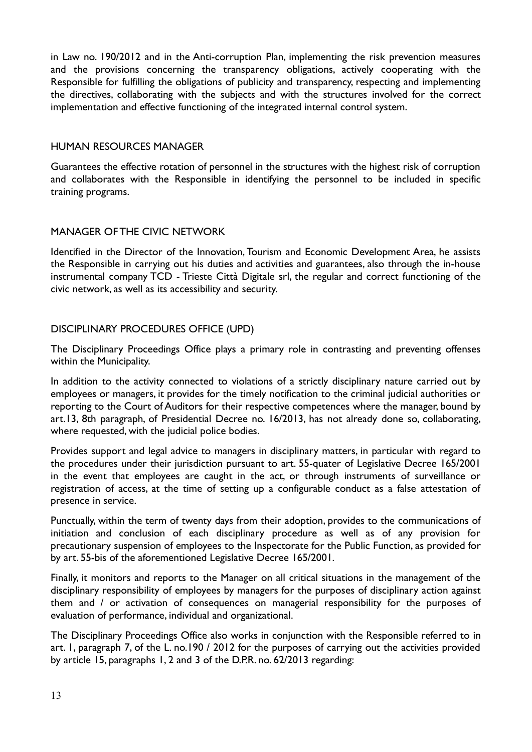in Law no. 190/2012 and in the Anti-corruption Plan, implementing the risk prevention measures and the provisions concerning the transparency obligations, actively cooperating with the Responsible for fulfilling the obligations of publicity and transparency, respecting and implementing the directives, collaborating with the subjects and with the structures involved for the correct implementation and effective functioning of the integrated internal control system.

## HUMAN RESOURCES MANAGER

Guarantees the effective rotation of personnel in the structures with the highest risk of corruption and collaborates with the Responsible in identifying the personnel to be included in specific training programs.

## MANAGER OF THE CIVIC NETWORK

Identified in the Director of the Innovation, Tourism and Economic Development Area, he assists the Responsible in carrying out his duties and activities and guarantees, also through the in-house instrumental company TCD - Trieste Città Digitale srl, the regular and correct functioning of the civic network, as well as its accessibility and security.

## DISCIPLINARY PROCEDURES OFFICE (UPD)

The Disciplinary Proceedings Office plays a primary role in contrasting and preventing offenses within the Municipality.

In addition to the activity connected to violations of a strictly disciplinary nature carried out by employees or managers, it provides for the timely notification to the criminal judicial authorities or reporting to the Court of Auditors for their respective competences where the manager, bound by art.13, 8th paragraph, of Presidential Decree no. 16/2013, has not already done so, collaborating, where requested, with the judicial police bodies.

Provides support and legal advice to managers in disciplinary matters, in particular with regard to the procedures under their jurisdiction pursuant to art. 55-quater of Legislative Decree 165/2001 in the event that employees are caught in the act, or through instruments of surveillance or registration of access, at the time of setting up a configurable conduct as a false attestation of presence in service.

Punctually, within the term of twenty days from their adoption, provides to the communications of initiation and conclusion of each disciplinary procedure as well as of any provision for precautionary suspension of employees to the Inspectorate for the Public Function, as provided for by art. 55-bis of the aforementioned Legislative Decree 165/2001.

Finally, it monitors and reports to the Manager on all critical situations in the management of the disciplinary responsibility of employees by managers for the purposes of disciplinary action against them and / or activation of consequences on managerial responsibility for the purposes of evaluation of performance, individual and organizational.

The Disciplinary Proceedings Office also works in conjunction with the Responsible referred to in art. 1, paragraph 7, of the L. no.190 / 2012 for the purposes of carrying out the activities provided by article 15, paragraphs 1, 2 and 3 of the D.P.R. no. 62/2013 regarding: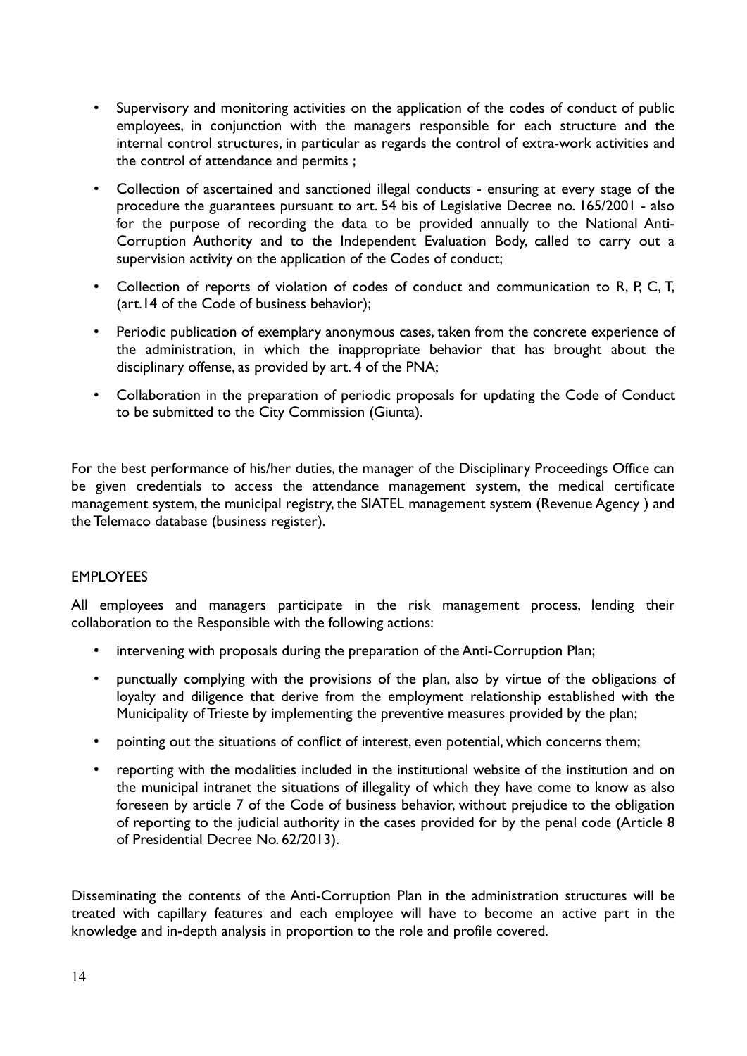- Supervisory and monitoring activities on the application of the codes of conduct of public employees, in conjunction with the managers responsible for each structure and the internal control structures, in particular as regards the control of extra-work activities and the control of attendance and permits ;
- Collection of ascertained and sanctioned illegal conducts - ensuring at every stage of the procedure the guarantees pursuant to art. 54 bis of Legislative Decree no. 165/2001 - also for the purpose of recording the data to be provided annually to the National Anti-Corruption Authority and to the Independent Evaluation Body, called to carry out a supervision activity on the application of the Codes of conduct;
- Collection of reports of violation of codes of conduct and communication to R, P, C, T, (art.14 of the Code of business behavior);
- Periodic publication of exemplary anonymous cases, taken from the concrete experience of the administration, in which the inappropriate behavior that has brought about the disciplinary offense, as provided by art. 4 of the PNA;
- Collaboration in the preparation of periodic proposals for updating the Code of Conduct to be submitted to the City Commission (Giunta).

For the best performance of his/her duties, the manager of the Disciplinary Proceedings Office can be given credentials to access the attendance management system, the medical certificate management system, the municipal registry, the SIATEL management system (Revenue Agency ) and the Telemaco database (business register).

EMPLOYEES

All employees and managers participate in the risk management process, lending their collaboration to the Responsible with the following actions:

- intervening with proposals during the preparation of the Anti-Corruption Plan;
- punctually complying with the provisions of the plan, also by virtue of the obligations of loyalty and diligence that derive from the employment relationship established with the Municipality of Trieste by implementing the preventive measures provided by the plan;
- pointing out the situations of conflict of interest, even potential, which concerns them;
- reporting with the modalities included in the institutional website of the institution and on the municipal intranet the situations of illegality of which they have come to know as also foreseen by article 7 of the Code of business behavior, without prejudice to the obligation of reporting to the judicial authority in the cases provided for by the penal code (Article 8 of Presidential Decree No. 62/2013).

Disseminating the contents of the Anti-Corruption Plan in the administration structures will be treated with capillary features and each employee will have to become an active part in the knowledge and in-depth analysis in proportion to the role and profile covered.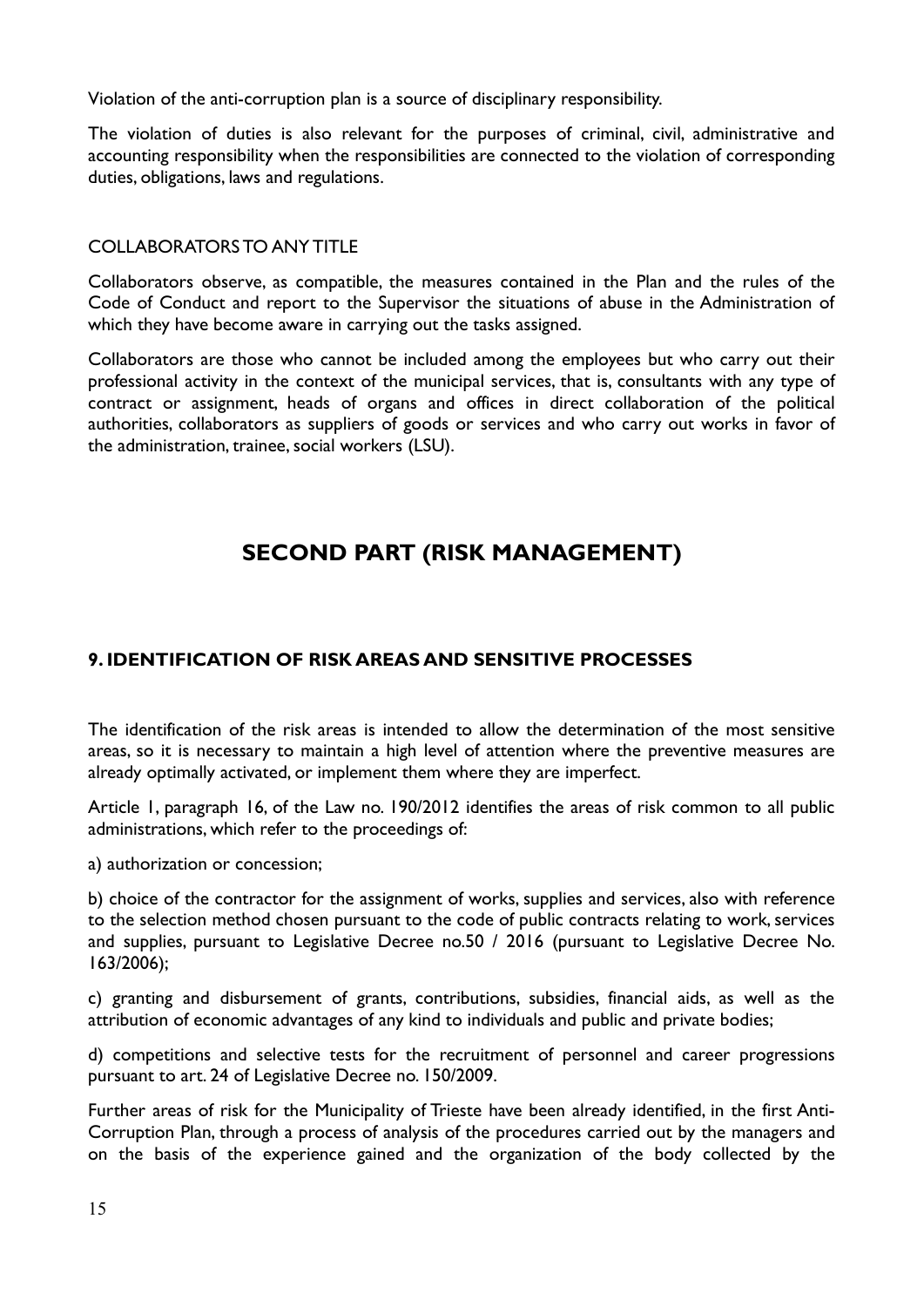Violation of the anti-corruption plan is a source of disciplinary responsibility.

The violation of duties is also relevant for the purposes of criminal, civil, administrative and accounting responsibility when the responsibilities are connected to the violation of corresponding duties, obligations, laws and regulations.

COLLABORATORS TO ANY TITLE

Collaborators observe, as compatible, the measures contained in the Plan and the rules of the Code of Conduct and report to the Supervisor the situations of abuse in the Administration of which they have become aware in carrying out the tasks assigned.

Collaborators are those who cannot be included among the employees but who carry out their professional activity in the context of the municipal services, that is, consultants with any type of contract or assignment, heads of organs and offices in direct collaboration of the political authorities, collaborators as suppliers of goods or services and who carry out works in favor of the administration, trainee, social workers (LSU).

# SECOND PART (RISK MANAGEMENT)

## 9. IDENTIFICATION OF RISK AREAS AND SENSITIVE PROCESSES

The identification of the risk areas is intended to allow the determination of the most sensitive areas, so it is necessary to maintain a high level of attention where the preventive measures are already optimally activated, or implement them where they are imperfect.

Article 1, paragraph 16, of the Law no. 190/2012 identifies the areas of risk common to all public administrations, which refer to the proceedings of:

a) authorization or concession;

b) choice of the contractor for the assignment of works, supplies and services, also with reference to the selection method chosen pursuant to the code of public contracts relating to work, services and supplies, pursuant to Legislative Decree no.50 / 2016 (pursuant to Legislative Decree No. 163/2006);

c) granting and disbursement of grants, contributions, subsidies, financial aids, as well as the attribution of economic advantages of any kind to individuals and public and private bodies;

d) competitions and selective tests for the recruitment of personnel and career progressions pursuant to art. 24 of Legislative Decree no. 150/2009.

Further areas of risk for the Municipality of Trieste have been already identified, in the first Anti-Corruption Plan, through a process of analysis of the procedures carried out by the managers and on the basis of the experience gained and the organization of the body collected by the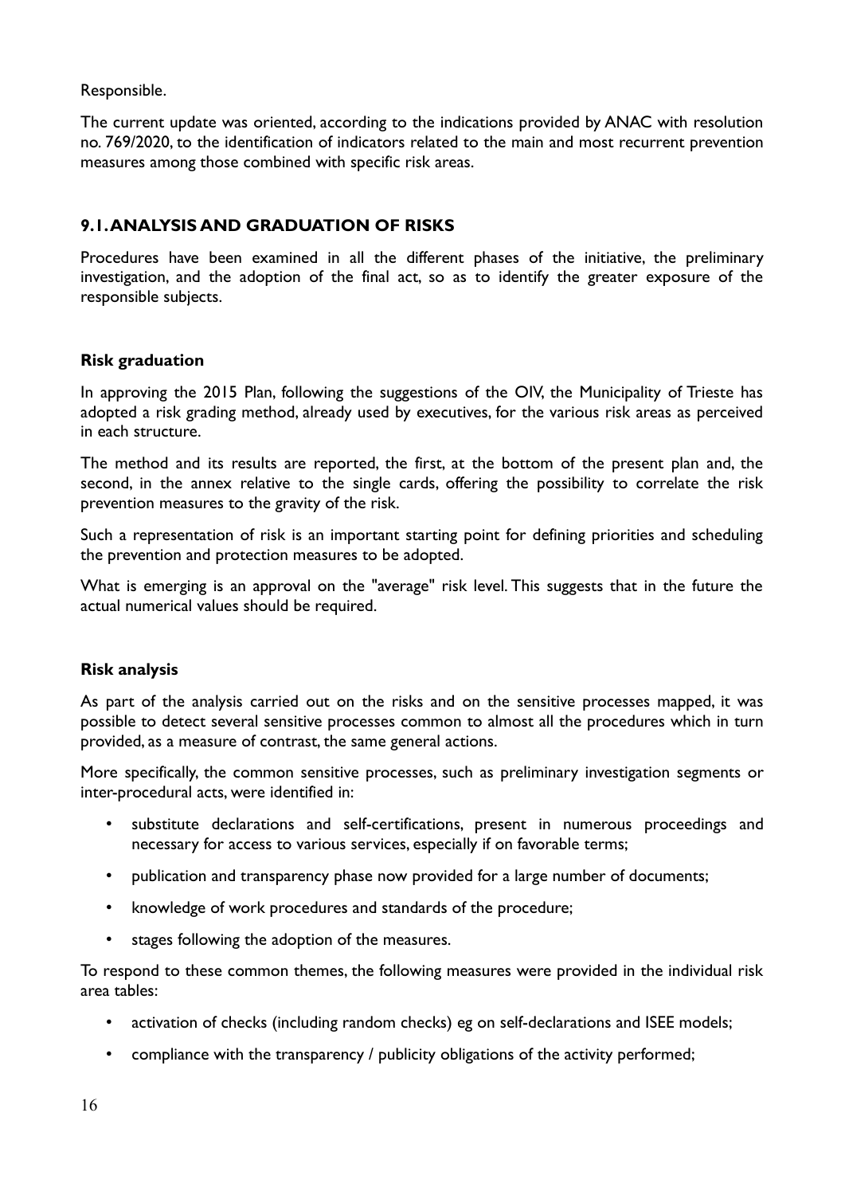Responsible.

The current update was oriented, according to the indications provided by ANAC with resolution no. 769/2020, to the identification of indicators related to the main and most recurrent prevention measures among those combined with specific risk areas.

## 9.1. ANALYSIS AND GRADUATION OF RISKS

Procedures have been examined in all the different phases of the initiative, the preliminary investigation, and the adoption of the final act, so as to identify the greater exposure of the responsible subjects.

### Risk graduation

In approving the 2015 Plan, following the suggestions of the OIV, the Municipality of Trieste has adopted a risk grading method, already used by executives, for the various risk areas as perceived in each structure.

The method and its results are reported, the first, at the bottom of the present plan and, the second, in the annex relative to the single cards, offering the possibility to correlate the risk prevention measures to the gravity of the risk.

Such a representation of risk is an important starting point for defining priorities and scheduling the prevention and protection measures to be adopted.

What is emerging is an approval on the "average" risk level. This suggests that in the future the actual numerical values should be required.

### Risk analysis

As part of the analysis carried out on the risks and on the sensitive processes mapped, it was possible to detect several sensitive processes common to almost all the procedures which in turn provided, as a measure of contrast, the same general actions.

More specifically, the common sensitive processes, such as preliminary investigation segments or inter-procedural acts, were identified in:

- substitute declarations and self-certifications, present in numerous proceedings and necessary for access to various services, especially if on favorable terms;
- publication and transparency phase now provided for a large number of documents;
- knowledge of work procedures and standards of the procedure;
- stages following the adoption of the measures.

To respond to these common themes, the following measures were provided in the individual risk area tables:

- activation of checks (including random checks) eg on self-declarations and ISEE models;
- compliance with the transparency / publicity obligations of the activity performed;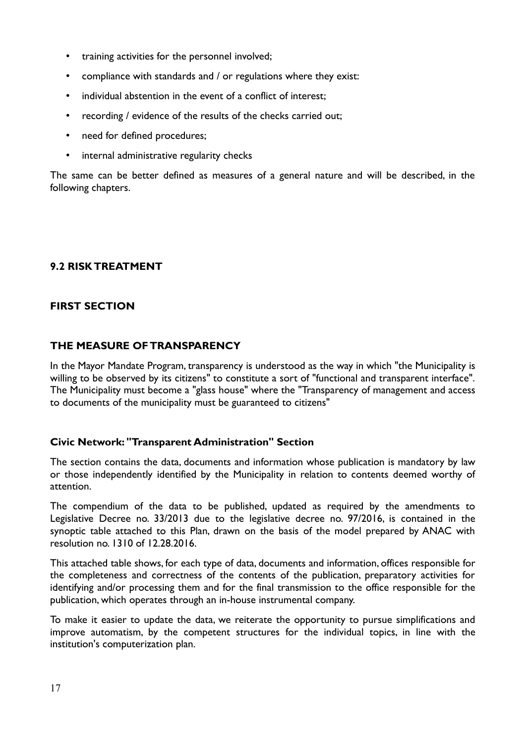- training activities for the personnel involved;
- compliance with standards and / or regulations where they exist:
- individual abstention in the event of a conflict of interest;
- recording / evidence of the results of the checks carried out;
- need for defined procedures;
- internal administrative regularity checks

The same can be better defined as measures of a general nature and will be described, in the following chapters.

## 9.2 RISK TREATMENT

### FIRST SECTION

### THE MEASURE OF TRANSPARENCY

In the Mayor Mandate Program, transparency is understood as the way in which "the Municipality is willing to be observed by its citizens" to constitute a sort of "functional and transparent interface". The Municipality must become a "glass house" where the "Transparency of management and access to documents of the municipality must be guaranteed to citizens"

#### Civic Network: "Transparent Administration" Section

The section contains the data, documents and information whose publication is mandatory by law or those independently identified by the Municipality in relation to contents deemed worthy of attention.

The compendium of the data to be published, updated as required by the amendments to Legislative Decree no. 33/2013 due to the legislative decree no. 97/2016, is contained in the synoptic table attached to this Plan, drawn on the basis of the model prepared by ANAC with resolution no. 1310 of 12.28.2016.

This attached table shows, for each type of data, documents and information, offices responsible for the completeness and correctness of the contents of the publication, preparatory activities for identifying and/or processing them and for the final transmission to the office responsible for the publication, which operates through an in-house instrumental company.

To make it easier to update the data, we reiterate the opportunity to pursue simplifications and improve automatism, by the competent structures for the individual topics, in line with the institution's computerization plan.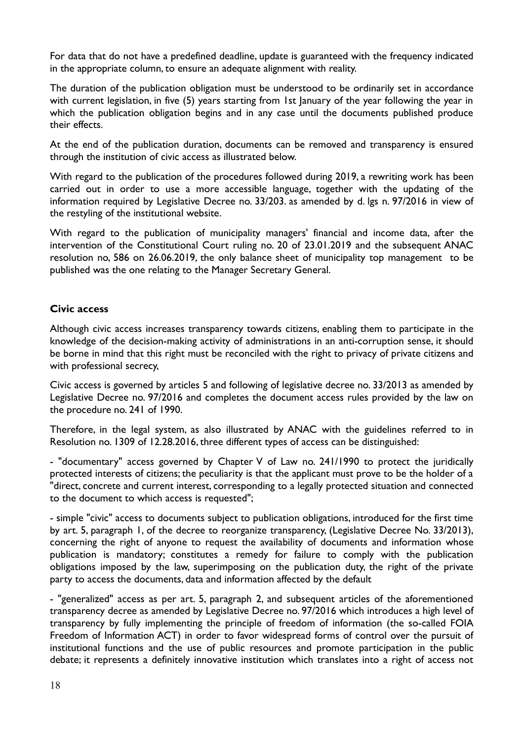For data that do not have a predefined deadline, update is guaranteed with the frequency indicated in the appropriate column, to ensure an adequate alignment with reality.

The duration of the publication obligation must be understood to be ordinarily set in accordance with current legislation, in five (5) years starting from 1st January of the year following the year in which the publication obligation begins and in any case until the documents published produce their effects.

At the end of the publication duration, documents can be removed and transparency is ensured through the institution of civic access as illustrated below.

With regard to the publication of the procedures followed during 2019, a rewriting work has been carried out in order to use a more accessible language, together with the updating of the information required by Legislative Decree no. 33/203. as amended by d. lgs n. 97/2016 in view of the restyling of the institutional website.

With regard to the publication of municipality managers' financial and income data, after the intervention of the Constitutional Court ruling no. 20 of 23.01.2019 and the subsequent ANAC resolution no, 586 on 26.06.2019, the only balance sheet of municipality top management to be published was the one relating to the Manager Secretary General.

**Civic access**

Although civic access increases transparency towards citizens, enabling them to participate in the knowledge of the decision-making activity of administrations in an anti-corruption sense, it should be borne in mind that this right must be reconciled with the right to privacy of private citizens and with professional secrecy,

Civic access is governed by articles 5 and following of legislative decree no. 33/2013 as amended by Legislative Decree no. 97/2016 and completes the document access rules provided by the law on the procedure no. 241 of 1990.

Therefore, in the legal system, as also illustrated by ANAC with the guidelines referred to in Resolution no. 1309 of 12.28.2016, three different types of access can be distinguished:

- "documentary" access governed by Chapter V of Law no. 241/1990 to protect the juridically protected interests of citizens; the peculiarity is that the applicant must prove to be the holder of a "direct, concrete and current interest, corresponding to a legally protected situation and connected to the document to which access is requested";

- simple "civic" access to documents subject to publication obligations, introduced for the first time by art. 5, paragraph 1, of the decree to reorganize transparency, (Legislative Decree No. 33/2013), concerning the right of anyone to request the availability of documents and information whose publication is mandatory; constitutes a remedy for failure to comply with the publication obligations imposed by the law, superimposing on the publication duty, the right of the private party to access the documents, data and information affected by the default

- "generalized" access as per art. 5, paragraph 2, and subsequent articles of the aforementioned transparency decree as amended by Legislative Decree no. 97/2016 which introduces a high level of transparency by fully implementing the principle of freedom of information (the so-called FOIA Freedom of Information ACT) in order to favor widespread forms of control over the pursuit of institutional functions and the use of public resources and promote participation in the public debate; it represents a definitely innovative institution which translates into a right of access not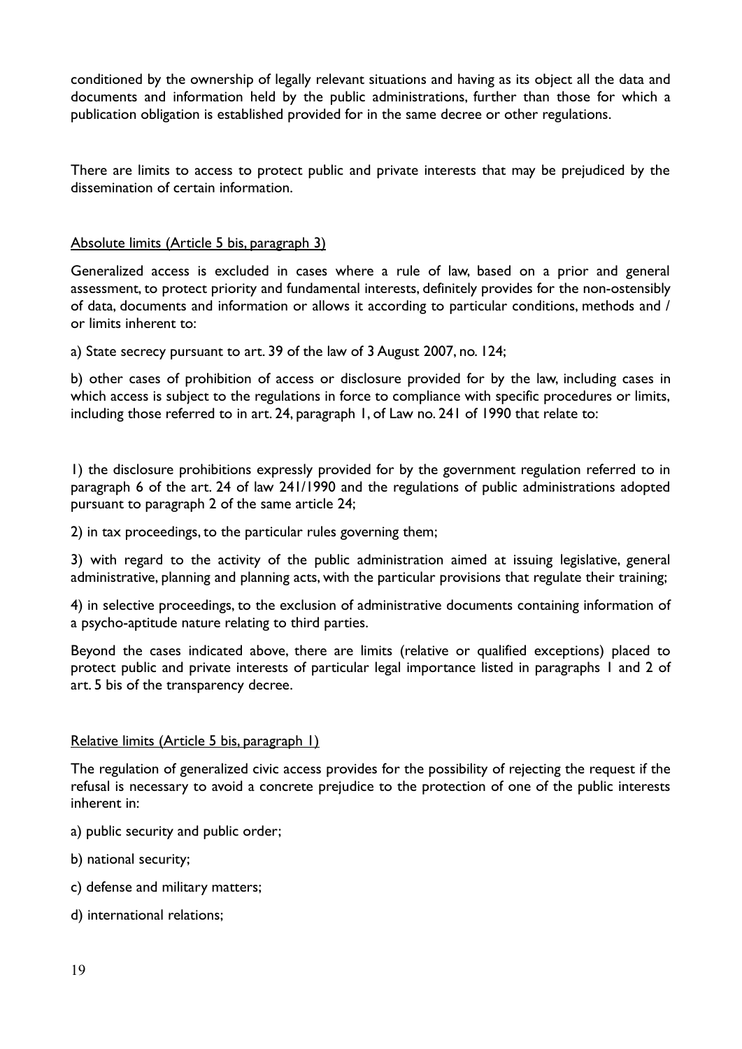conditioned by the ownership of legally relevant situations and having as its object all the data and documents and information held by the public administrations, further than those for which a publication obligation is established provided for in the same decree or other regulations.

There are limits to access to protect public and private interests that may be prejudiced by the dissemination of certain information.

Absolute limits (Article 5 bis, paragraph 3)

Generalized access is excluded in cases where a rule of law, based on a prior and general assessment, to protect priority and fundamental interests, definitely provides for the non-ostensibly of data, documents and information or allows it according to particular conditions, methods and / or limits inherent to:

a) State secrecy pursuant to art. 39 of the law of 3 August 2007, no. 124;

b) other cases of prohibition of access or disclosure provided for by the law, including cases in which access is subject to the regulations in force to compliance with specific procedures or limits, including those referred to in art. 24, paragraph 1, of Law no. 241 of 1990 that relate to:

1) the disclosure prohibitions expressly provided for by the government regulation referred to in paragraph 6 of the art. 24 of law 241/1990 and the regulations of public administrations adopted pursuant to paragraph 2 of the same article 24;

2) in tax proceedings, to the particular rules governing them;

3) with regard to the activity of the public administration aimed at issuing legislative, general administrative, planning and planning acts, with the particular provisions that regulate their training;

4) in selective proceedings, to the exclusion of administrative documents containing information of a psycho-aptitude nature relating to third parties.

Beyond the cases indicated above, there are limits (relative or qualified exceptions) placed to protect public and private interests of particular legal importance listed in paragraphs 1 and 2 of art. 5 bis of the transparency decree.

Relative limits (Article 5 bis, paragraph 1)

The regulation of generalized civic access provides for the possibility of rejecting the request if the refusal is necessary to avoid a concrete prejudice to the protection of one of the public interests inherent in:

a) public security and public order;

b) national security;

c) defense and military matters;

d) international relations;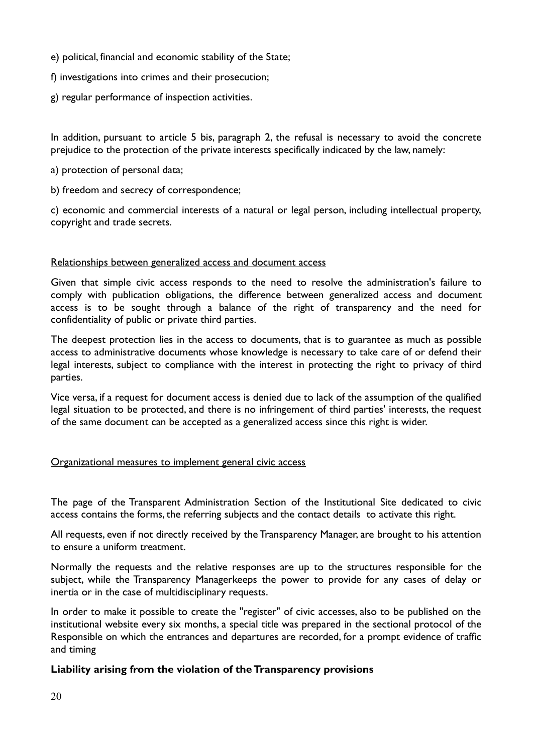e) political, financial and economic stability of the State;

f) investigations into crimes and their prosecution;

g) regular performance of inspection activities.

In addition, pursuant to article 5 bis, paragraph 2, the refusal is necessary to avoid the concrete prejudice to the protection of the private interests specifically indicated by the law, namely:

a) protection of personal data;

b) freedom and secrecy of correspondence;

c) economic and commercial interests of a natural or legal person, including intellectual property, copyright and trade secrets.

<u>Relationships between generalized access and document access</u>

Given that simple civic access responds to the need to resolve the administration's failure to comply with publication obligations, the difference between generalized access and document access is to be sought through a balance of the right of transparency and the need for confidentiality of public or private third parties.

The deepest protection lies in the access to documents, that is to guarantee as much as possible access to administrative documents whose knowledge is necessary to take care of or defend their legal interests, subject to compliance with the interest in protecting the right to privacy of third parties.

Vice versa, if a request for document access is denied due to lack of the assumption of the qualified legal situation to be protected, and there is no infringement of third parties' interests, the request of the same document can be accepted as a generalized access since this right is wider.

<u>Organizational measures to implement general civic access</u>

The page of the Transparent Administration Section of the Institutional Site dedicated to civic access contains the forms, the referring subjects and the contact details to activate this right.

All requests, even if not directly received by the Transparency Manager, are brought to his attention to ensure a uniform treatment.

Normally the requests and the relative responses are up to the structures responsible for the subject, while the Transparency Managerkeeps the power to provide for any cases of delay or inertia or in the case of multidisciplinary requests.

In order to make it possible to create the "register" of civic accesses, also to be published on the institutional website every six months, a special title was prepared in the sectional protocol of the Responsible on which the entrances and departures are recorded, for a prompt evidence of traffic and timing

**Liability arising from the violation of the Transparency provisions**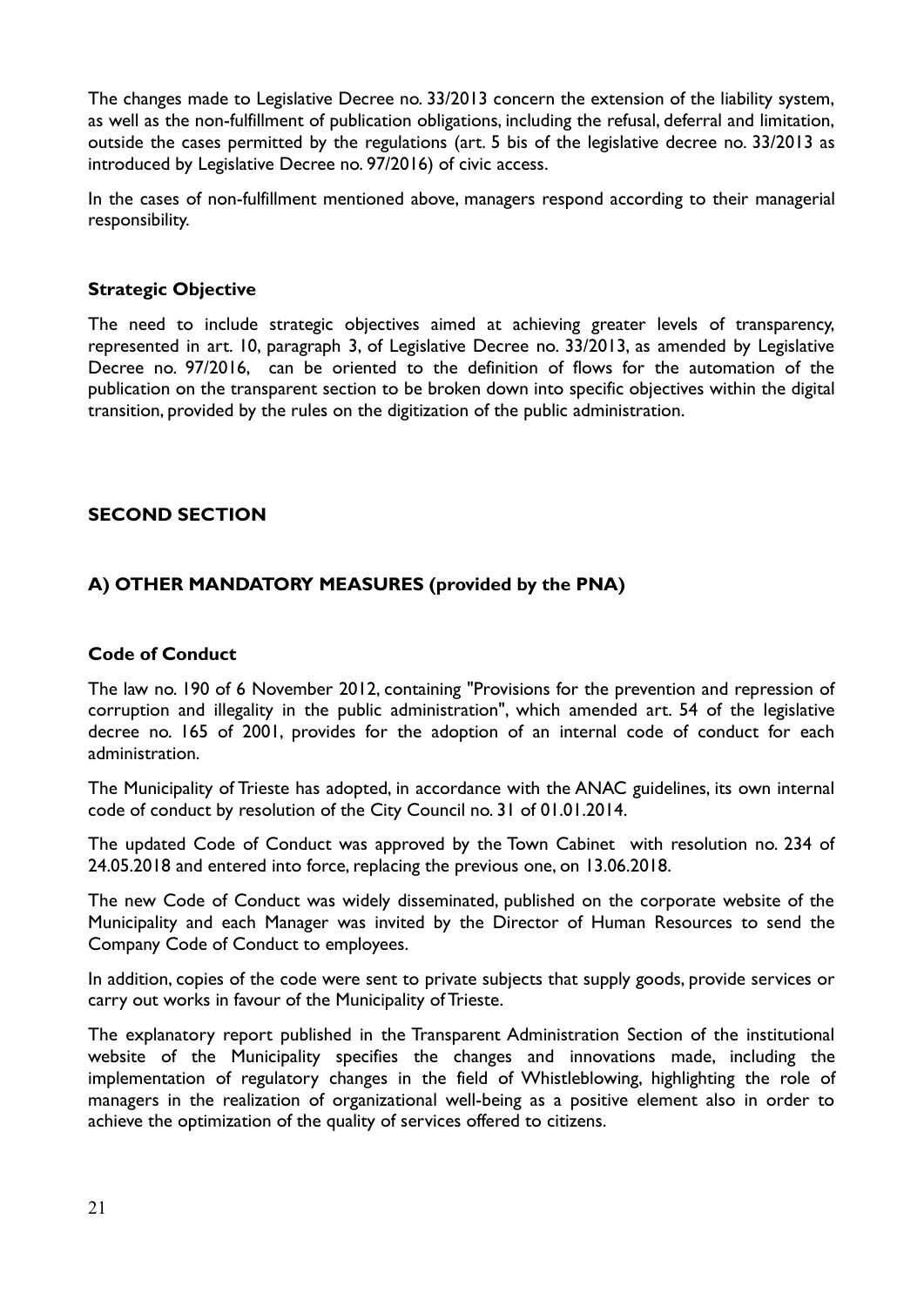The changes made to Legislative Decree no. 33/2013 concern the extension of the liability system, as well as the non-fulfillment of publication obligations, including the refusal, deferral and limitation, outside the cases permitted by the regulations (art. 5 bis of the legislative decree no. 33/2013 as introduced by Legislative Decree no. 97/2016) of civic access.

In the cases of non-fulfillment mentioned above, managers respond according to their managerial responsibility.

### Strategic Objective

The need to include strategic objectives aimed at achieving greater levels of transparency, represented in art. 10, paragraph 3, of Legislative Decree no. 33/2013, as amended by Legislative Decree no. 97/2016, can be oriented to the definition of flows for the automation of the publication on the transparent section to be broken down into specific objectives within the digital transition, provided by the rules on the digitization of the public administration.

## SECOND SECTION

## A) OTHER MANDATORY MEASURES (provided by the PNA)

### Code of Conduct

The law no. 190 of 6 November 2012, containing "Provisions for the prevention and repression of corruption and illegality in the public administration", which amended art. 54 of the legislative decree no. 165 of 2001, provides for the adoption of an internal code of conduct for each administration.

The Municipality of Trieste has adopted, in accordance with the ANAC guidelines, its own internal code of conduct by resolution of the City Council no. 31 of 01.01.2014.

The updated Code of Conduct was approved by the Town Cabinet with resolution no. 234 of 24.05.2018 and entered into force, replacing the previous one, on 13.06.2018.

The new Code of Conduct was widely disseminated, published on the corporate website of the Municipality and each Manager was invited by the Director of Human Resources to send the Company Code of Conduct to employees.

In addition, copies of the code were sent to private subjects that supply goods, provide services or carry out works in favour of the Municipality of Trieste.

The explanatory report published in the Transparent Administration Section of the institutional website of the Municipality specifies the changes and innovations made, including the implementation of regulatory changes in the field of Whistleblowing, highlighting the role of managers in the realization of organizational well-being as a positive element also in order to achieve the optimization of the quality of services offered to citizens.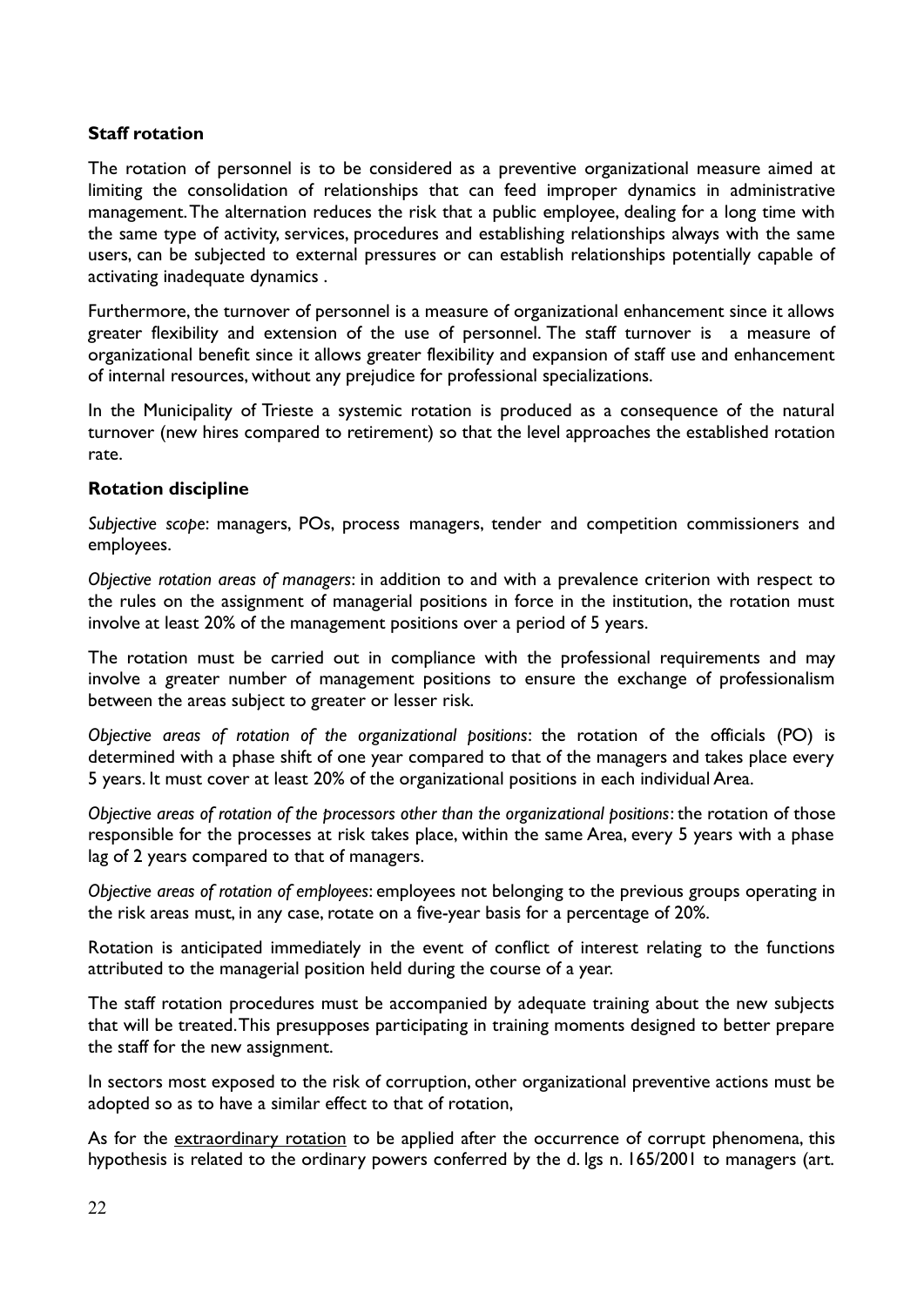### **Staff rotation**

The rotation of personnel is to be considered as a preventive organizational measure aimed at limiting the consolidation of relationships that can feed improper dynamics in administrative management. The alternation reduces the risk that a public employee, dealing for a long time with the same type of activity, services, procedures and establishing relationships always with the same users, can be subjected to external pressures or can establish relationships potentially capable of activating inadequate dynamics .

Furthermore, the turnover of personnel is a measure of organizational enhancement since it allows greater flexibility and extension of the use of personnel. The staff turnover is a measure of organizational benefit since it allows greater flexibility and expansion of staff use and enhancement of internal resources, without any prejudice for professional specializations.

In the Municipality of Trieste a systemic rotation is produced as a consequence of the natural turnover (new hires compared to retirement) so that the level approaches the established rotation rate.

### **Rotation discipline**

*Subjective scope*: managers, POs, process managers, tender and competition commissioners and employees.

*Objective rotation areas of managers*: in addition to and with a prevalence criterion with respect to the rules on the assignment of managerial positions in force in the institution, the rotation must involve at least 20% of the management positions over a period of 5 years.

The rotation must be carried out in compliance with the professional requirements and may involve a greater number of management positions to ensure the exchange of professionalism between the areas subject to greater or lesser risk.

*Objective areas of rotation of the organizational positions*: the rotation of the officials (PO) is determined with a phase shift of one year compared to that of the managers and takes place every 5 years. It must cover at least 20% of the organizational positions in each individual Area.

*Objective areas of rotation of the processors other than the organizational positions*: the rotation of those responsible for the processes at risk takes place, within the same Area, every 5 years with a phase lag of 2 years compared to that of managers.

*Objective areas of rotation of employees*: employees not belonging to the previous groups operating in the risk areas must, in any case, rotate on a five-year basis for a percentage of 20%.

Rotation is anticipated immediately in the event of conflict of interest relating to the functions attributed to the managerial position held during the course of a year.

The staff rotation procedures must be accompanied by adequate training about the new subjects that will be treated. This presupposes participating in training moments designed to better prepare the staff for the new assignment.

In sectors most exposed to the risk of corruption, other organizational preventive actions must be adopted so as to have a similar effect to that of rotation,

As for the <u>extraordinary rotation</u> to be applied after the occurrence of corrupt phenomena, this hypothesis is related to the ordinary powers conferred by the d. lgs n. 165/2001 to managers (art.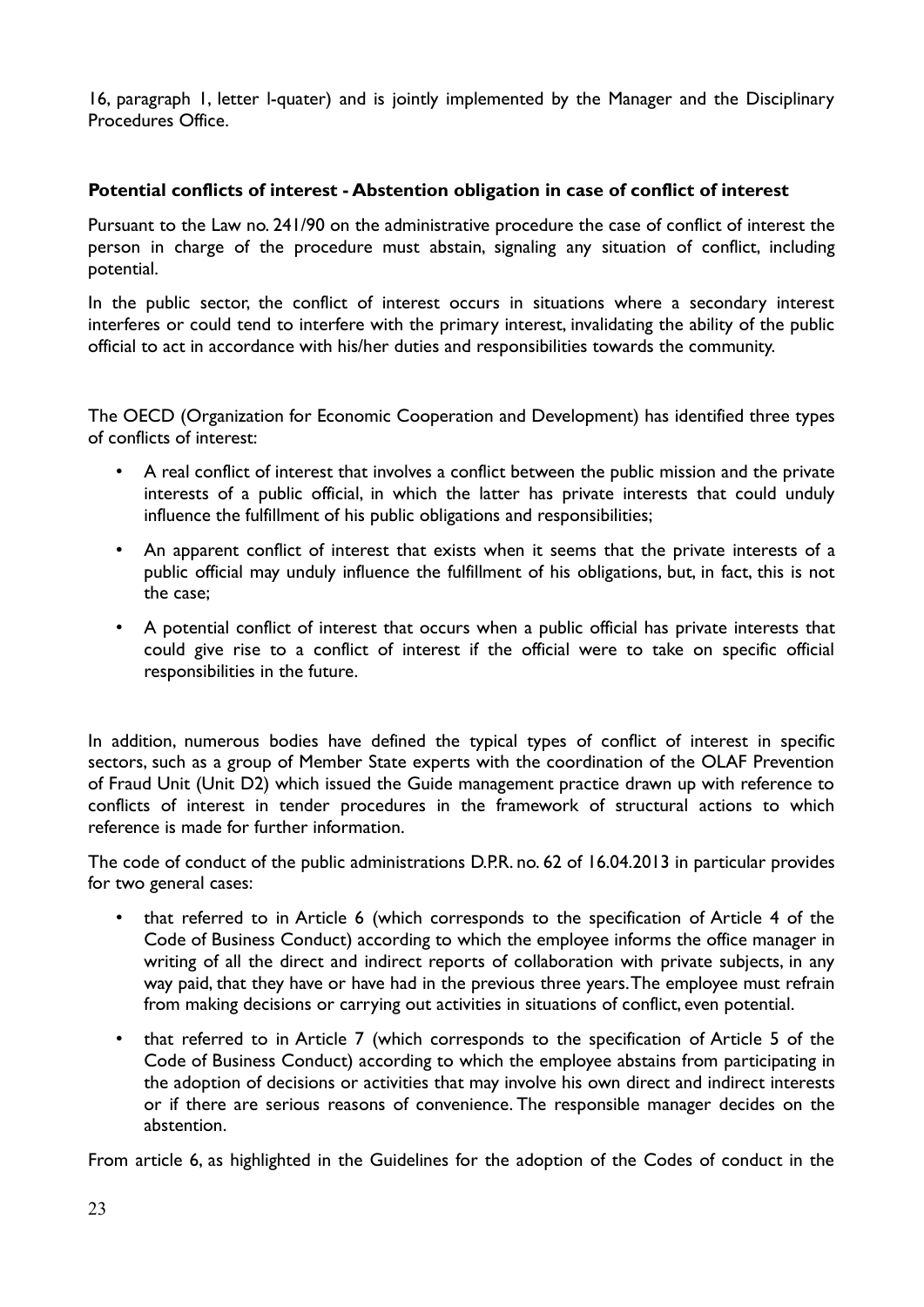16, paragraph 1, letter l-quater) and is jointly implemented by the Manager and the Disciplinary Procedures Office.

**Potential conflicts of interest - Abstention obligation in case of conflict of interest**

Pursuant to the Law no. 241/90 on the administrative procedure the case of conflict of interest the person in charge of the procedure must abstain, signaling any situation of conflict, including potential.

In the public sector, the conflict of interest occurs in situations where a secondary interest interferes or could tend to interfere with the primary interest, invalidating the ability of the public official to act in accordance with his/her duties and responsibilities towards the community.

The OECD (Organization for Economic Cooperation and Development) has identified three types of conflicts of interest:

- A real conflict of interest that involves a conflict between the public mission and the private interests of a public official, in which the latter has private interests that could unduly influence the fulfillment of his public obligations and responsibilities;
- An apparent conflict of interest that exists when it seems that the private interests of a public official may unduly influence the fulfillment of his obligations, but, in fact, this is not the case;
- A potential conflict of interest that occurs when a public official has private interests that could give rise to a conflict of interest if the official were to take on specific official responsibilities in the future.

In addition, numerous bodies have defined the typical types of conflict of interest in specific sectors, such as a group of Member State experts with the coordination of the OLAF Prevention of Fraud Unit (Unit D2) which issued the Guide management practice drawn up with reference to conflicts of interest in tender procedures in the framework of structural actions to which reference is made for further information.

The code of conduct of the public administrations D.P.R. no. 62 of 16.04.2013 in particular provides for two general cases:

- that referred to in Article 6 (which corresponds to the specification of Article 4 of the Code of Business Conduct) according to which the employee informs the office manager in writing of all the direct and indirect reports of collaboration with private subjects, in any way paid, that they have or have had in the previous three years. The employee must refrain from making decisions or carrying out activities in situations of conflict, even potential.
- that referred to in Article 7 (which corresponds to the specification of Article 5 of the Code of Business Conduct) according to which the employee abstains from participating in the adoption of decisions or activities that may involve his own direct and indirect interests or if there are serious reasons of convenience. The responsible manager decides on the abstention.

From article 6, as highlighted in the Guidelines for the adoption of the Codes of conduct in the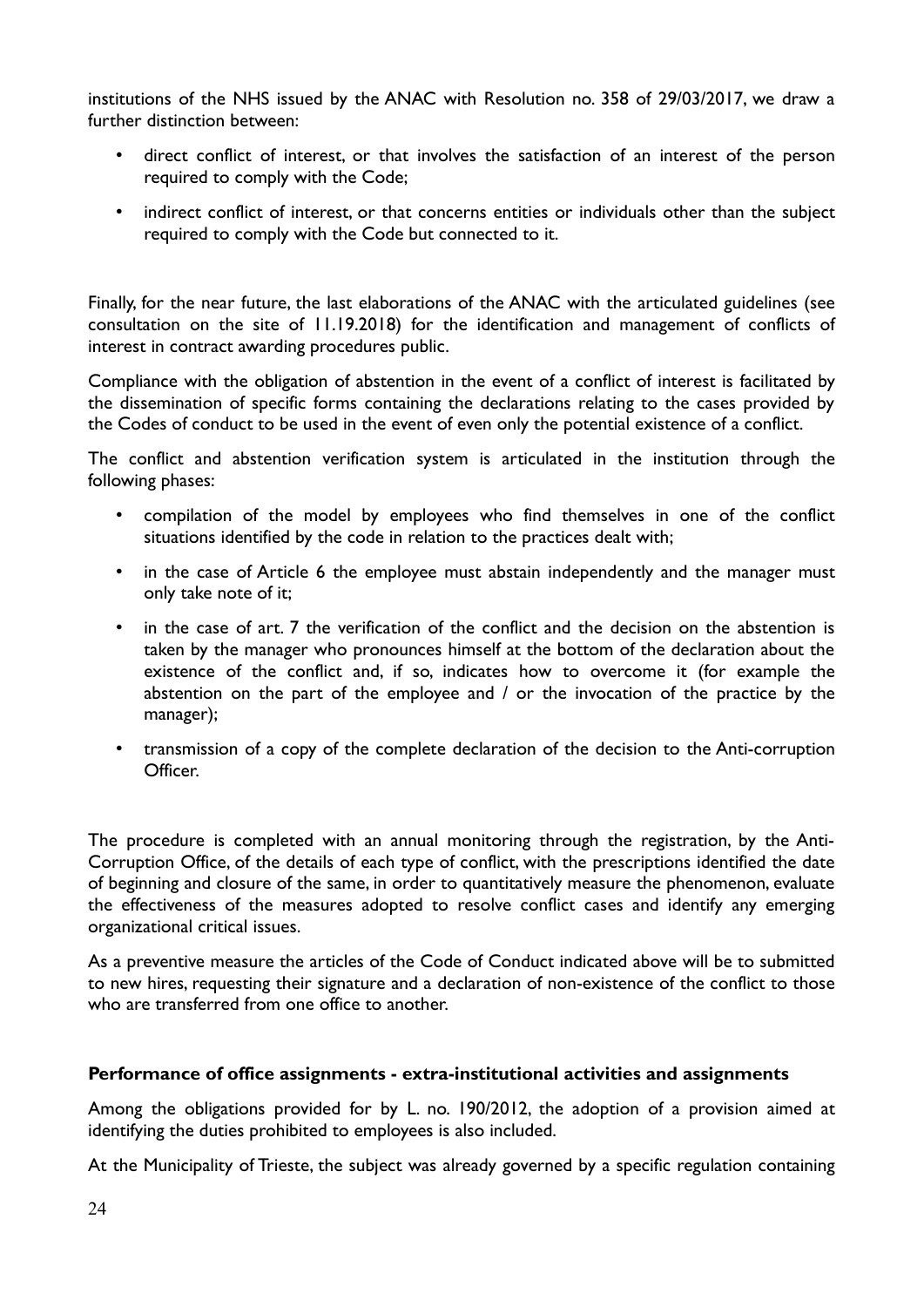institutions of the NHS issued by the ANAC with Resolution no. 358 of 29/03/2017, we draw a further distinction between:

- direct conflict of interest, or that involves the satisfaction of an interest of the person required to comply with the Code;
- indirect conflict of interest, or that concerns entities or individuals other than the subject required to comply with the Code but connected to it.

Finally, for the near future, the last elaborations of the ANAC with the articulated guidelines (see consultation on the site of 11.19.2018) for the identification and management of conflicts of interest in contract awarding procedures public.

Compliance with the obligation of abstention in the event of a conflict of interest is facilitated by the dissemination of specific forms containing the declarations relating to the cases provided by the Codes of conduct to be used in the event of even only the potential existence of a conflict.

The conflict and abstention verification system is articulated in the institution through the following phases:

- compilation of the model by employees who find themselves in one of the conflict situations identified by the code in relation to the practices dealt with;
- in the case of Article 6 the employee must abstain independently and the manager must only take note of it;
- in the case of art. 7 the verification of the conflict and the decision on the abstention is taken by the manager who pronounces himself at the bottom of the declaration about the existence of the conflict and, if so, indicates how to overcome it (for example the abstention on the part of the employee and / or the invocation of the practice by the manager);
- transmission of a copy of the complete declaration of the decision to the Anti-corruption Officer.

The procedure is completed with an annual monitoring through the registration, by the Anti-Corruption Office, of the details of each type of conflict, with the prescriptions identified the date of beginning and closure of the same, in order to quantitatively measure the phenomenon, evaluate the effectiveness of the measures adopted to resolve conflict cases and identify any emerging organizational critical issues.

As a preventive measure the articles of the Code of Conduct indicated above will be to submitted to new hires, requesting their signature and a declaration of non-existence of the conflict to those who are transferred from one office to another.

**Performance of office assignments - extra-institutional activities and assignments**

Among the obligations provided for by L. no. 190/2012, the adoption of a provision aimed at identifying the duties prohibited to employees is also included.

At the Municipality of Trieste, the subject was already governed by a specific regulation containing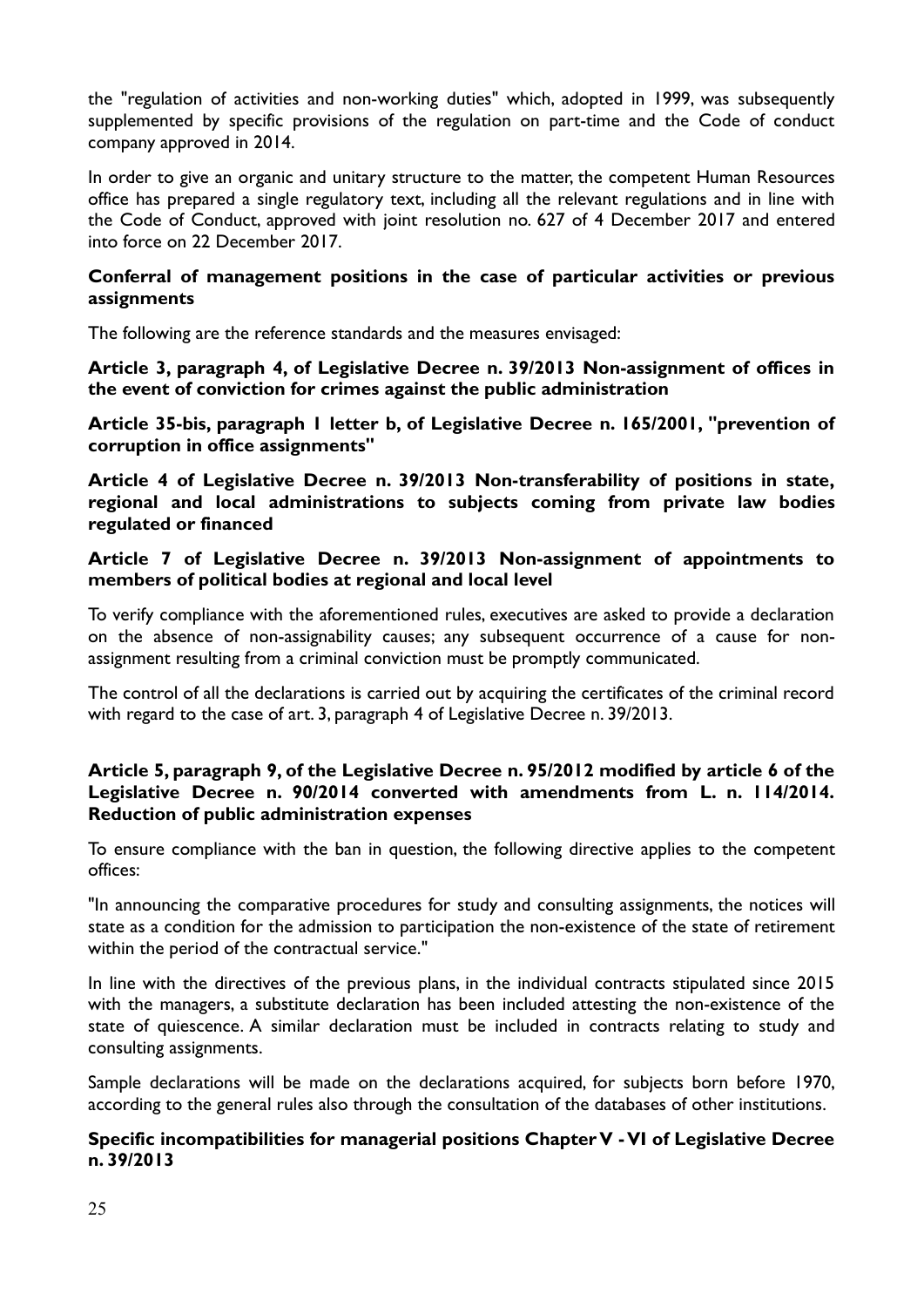the "regulation of activities and non-working duties" which, adopted in 1999, was subsequently supplemented by specific provisions of the regulation on part-time and the Code of conduct company approved in 2014.

In order to give an organic and unitary structure to the matter, the competent Human Resources office has prepared a single regulatory text, including all the relevant regulations and in line with the Code of Conduct, approved with joint resolution no. 627 of 4 December 2017 and entered into force on 22 December 2017.

**Conferral of management positions in the case of particular activities or previous assignments**

The following are the reference standards and the measures envisaged:

**Article 3, paragraph 4, of Legislative Decree n. 39/2013 Non-assignment of offices in the event of conviction for crimes against the public administration**

**Article 35-bis, paragraph 1 letter b, of Legislative Decree n. 165/2001, "prevention of corruption in office assignments"**

**Article 4 of Legislative Decree n. 39/2013 Non-transferability of positions in state, regional and local administrations to subjects coming from private law bodies regulated or financed**

**Article 7 of Legislative Decree n. 39/2013 Non-assignment of appointments to members of political bodies at regional and local level**

To verify compliance with the aforementioned rules, executives are asked to provide a declaration on the absence of non-assignability causes; any subsequent occurrence of a cause for non-assignment resulting from a criminal conviction must be promptly communicated.

The control of all the declarations is carried out by acquiring the certificates of the criminal record with regard to the case of art. 3, paragraph 4 of Legislative Decree n. 39/2013.

**Article 5, paragraph 9, of the Legislative Decree n. 95/2012 modified by article 6 of the Legislative Decree n. 90/2014 converted with amendments from L. n. 114/2014. Reduction of public administration expenses**

To ensure compliance with the ban in question, the following directive applies to the competent offices:

"In announcing the comparative procedures for study and consulting assignments, the notices will state as a condition for the admission to participation the non-existence of the state of retirement within the period of the contractual service."

In line with the directives of the previous plans, in the individual contracts stipulated since 2015 with the managers, a substitute declaration has been included attesting the non-existence of the state of quiescence. A similar declaration must be included in contracts relating to study and consulting assignments.

Sample declarations will be made on the declarations acquired, for subjects born before 1970, according to the general rules also through the consultation of the databases of other institutions.

**Specific incompatibilities for managerial positions Chapter V - VI of Legislative Decree n. 39/2013**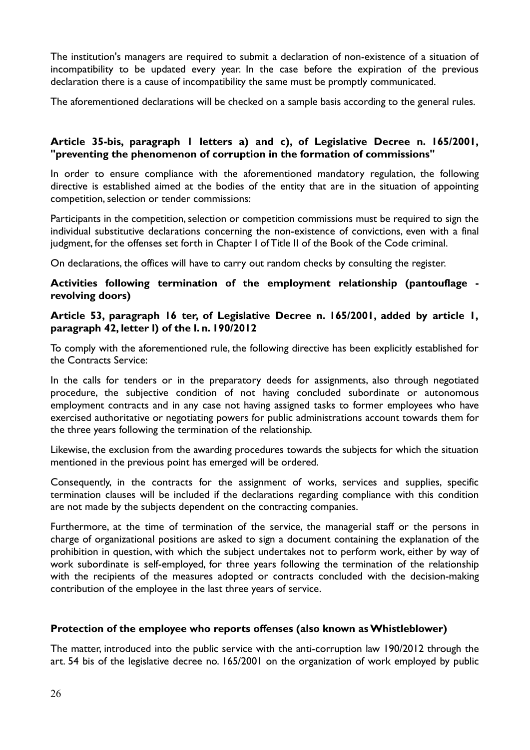The institution's managers are required to submit a declaration of non-existence of a situation of incompatibility to be updated every year. In the case before the expiration of the previous declaration there is a cause of incompatibility the same must be promptly communicated.

The aforementioned declarations will be checked on a sample basis according to the general rules.

### Article 35-bis, paragraph 1 letters a) and c), of Legislative Decree n. 165/2001, "preventing the phenomenon of corruption in the formation of commissions"

In order to ensure compliance with the aforementioned mandatory regulation, the following directive is established aimed at the bodies of the entity that are in the situation of appointing competition, selection or tender commissions:

Participants in the competition, selection or competition commissions must be required to sign the individual substitutive declarations concerning the non-existence of convictions, even with a final judgment, for the offenses set forth in Chapter I of Title II of the Book of the Code criminal.

On declarations, the offices will have to carry out random checks by consulting the register.

### Activities following termination of the employment relationship (pantouflage - revolving doors)

### Article 53, paragraph 16 ter, of Legislative Decree n. 165/2001, added by article 1, paragraph 42, letter l) of the l. n. 190/2012

To comply with the aforementioned rule, the following directive has been explicitly established for the Contracts Service:

In the calls for tenders or in the preparatory deeds for assignments, also through negotiated procedure, the subjective condition of not having concluded subordinate or autonomous employment contracts and in any case not having assigned tasks to former employees who have exercised authoritative or negotiating powers for public administrations account towards them for the three years following the termination of the relationship.

Likewise, the exclusion from the awarding procedures towards the subjects for which the situation mentioned in the previous point has emerged will be ordered.

Consequently, in the contracts for the assignment of works, services and supplies, specific termination clauses will be included if the declarations regarding compliance with this condition are not made by the subjects dependent on the contracting companies.

Furthermore, at the time of termination of the service, the managerial staff or the persons in charge of organizational positions are asked to sign a document containing the explanation of the prohibition in question, with which the subject undertakes not to perform work, either by way of work subordinate is self-employed, for three years following the termination of the relationship with the recipients of the measures adopted or contracts concluded with the decision-making contribution of the employee in the last three years of service.

### Protection of the employee who reports offenses (also known as Whistleblower)

The matter, introduced into the public service with the anti-corruption law 190/2012 through the art. 54 bis of the legislative decree no. 165/2001 on the organization of work employed by public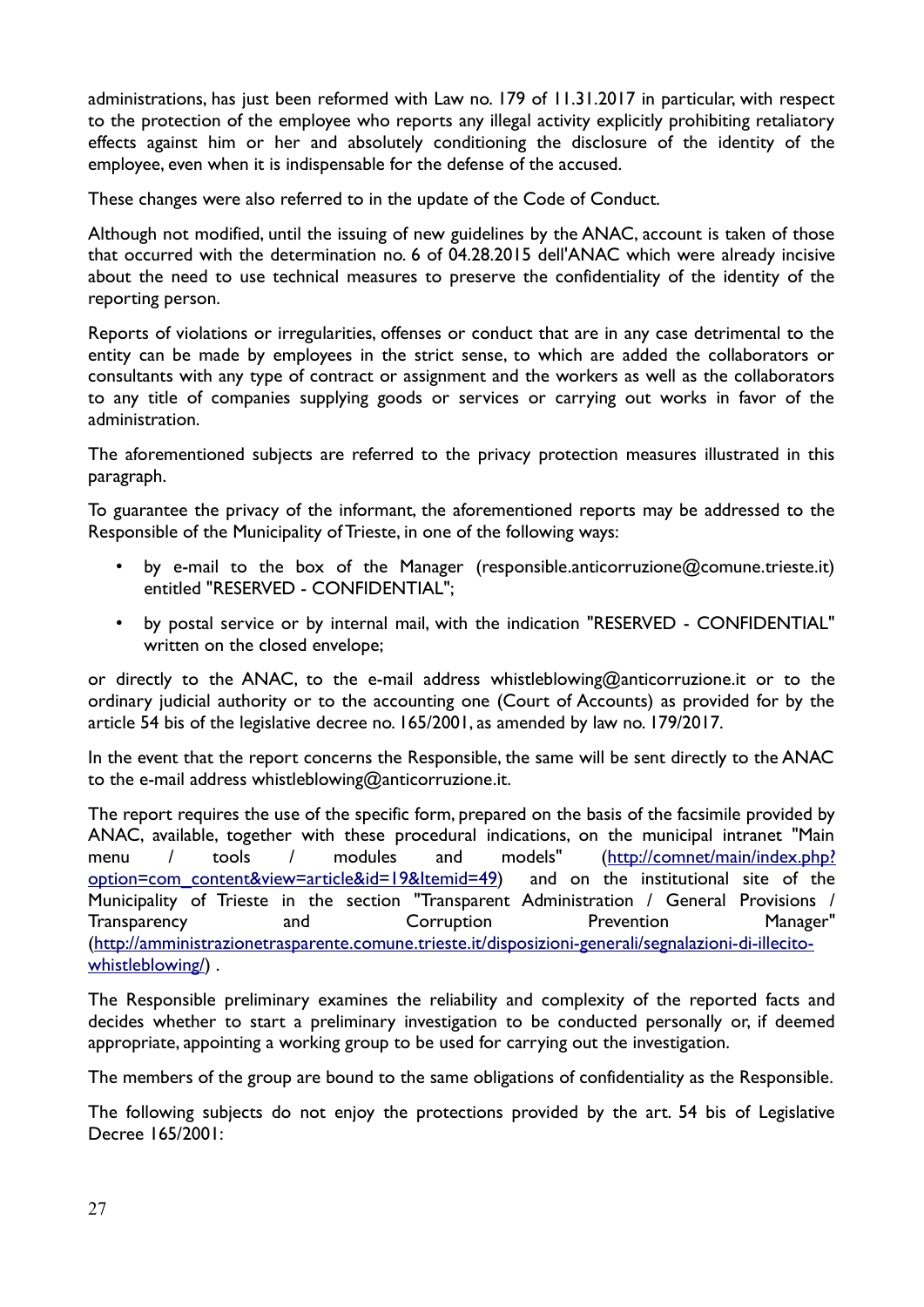administrations, has just been reformed with Law no. 179 of 11.31.2017 in particular, with respect to the protection of the employee who reports any illegal activity explicitly prohibiting retaliatory effects against him or her and absolutely conditioning the disclosure of the identity of the employee, even when it is indispensable for the defense of the accused.

These changes were also referred to in the update of the Code of Conduct.

Although not modified, until the issuing of new guidelines by the ANAC, account is taken of those that occurred with the determination no. 6 of 04.28.2015 dell'ANAC which were already incisive about the need to use technical measures to preserve the confidentiality of the identity of the reporting person.

Reports of violations or irregularities, offenses or conduct that are in any case detrimental to the entity can be made by employees in the strict sense, to which are added the collaborators or consultants with any type of contract or assignment and the workers as well as the collaborators to any title of companies supplying goods or services or carrying out works in favor of the administration.

The aforementioned subjects are referred to the privacy protection measures illustrated in this paragraph.

To guarantee the privacy of the informant, the aforementioned reports may be addressed to the Responsible of the Municipality of Trieste, in one of the following ways:

- by e-mail to the box of the Manager (responsible.anticorruzione@comune.trieste.it) entitled "RESERVED - CONFIDENTIAL";
- by postal service or by internal mail, with the indication "RESERVED - CONFIDENTIAL" written on the closed envelope;

or directly to the ANAC, to the e-mail address whistleblowing@anticorruzione.it or to the ordinary judicial authority or to the accounting one (Court of Accounts) as provided for by the article 54 bis of the legislative decree no. 165/2001, as amended by law no. 179/2017.

In the event that the report concerns the Responsible, the same will be sent directly to the ANAC to the e-mail address whistleblowing@anticorruzione.it.

The report requires the use of the specific form, prepared on the basis of the facsimile provided by ANAC, available, together with these procedural indications, on the municipal intranet "Main menu / tools / modules and models" (http://comnet/main/index.php?option=com_content&view=article&id=19&Itemid=49) and on the institutional site of the Municipality of Trieste in the section "Transparent Administration / General Provisions / Transparency and Corruption Prevention Manager" (http://amministrazionetrasparente.comune.trieste.it/disposizioni-generali/segnalazioni-di-illecito-whistleblowing/) .

The Responsible preliminary examines the reliability and complexity of the reported facts and decides whether to start a preliminary investigation to be conducted personally or, if deemed appropriate, appointing a working group to be used for carrying out the investigation.

The members of the group are bound to the same obligations of confidentiality as the Responsible.

The following subjects do not enjoy the protections provided by the art. 54 bis of Legislative Decree 165/2001: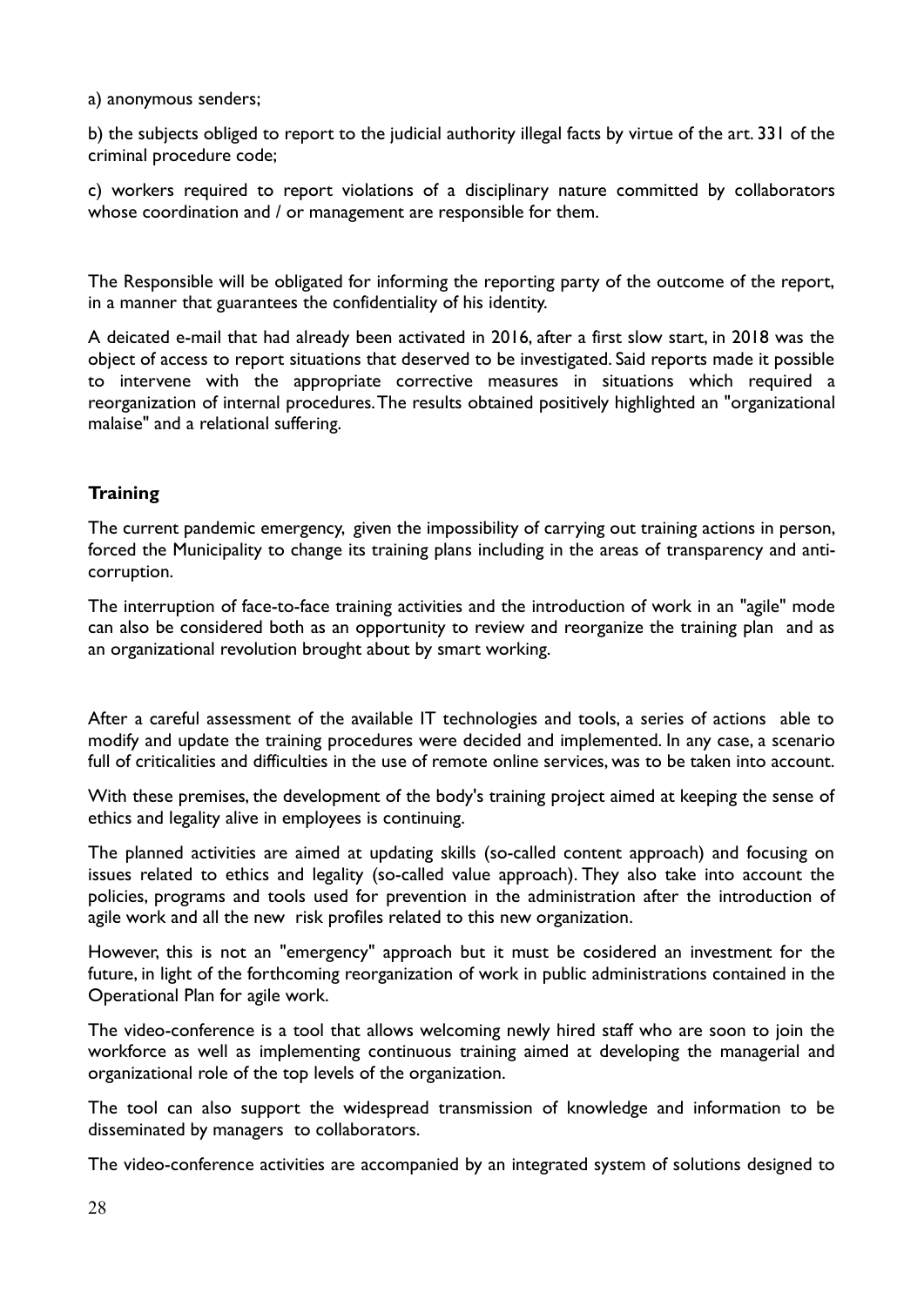a) anonymous senders;

b) the subjects obliged to report to the judicial authority illegal facts by virtue of the art. 331 of the criminal procedure code;

c) workers required to report violations of a disciplinary nature committed by collaborators whose coordination and / or management are responsible for them.

The Responsible will be obligated for informing the reporting party of the outcome of the report, in a manner that guarantees the confidentiality of his identity.

A deicated e-mail that had already been activated in 2016, after a first slow start, in 2018 was the object of access to report situations that deserved to be investigated. Said reports made it possible to intervene with the appropriate corrective measures in situations which required a reorganization of internal procedures. The results obtained positively highlighted an "organizational malaise" and a relational suffering.

## Training

The current pandemic emergency, given the impossibility of carrying out training actions in person, forced the Municipality to change its training plans including in the areas of transparency and anti-corruption.

The interruption of face-to-face training activities and the introduction of work in an "agile" mode can also be considered both as an opportunity to review and reorganize the training plan and as an organizational revolution brought about by smart working.

After a careful assessment of the available IT technologies and tools, a series of actions able to modify and update the training procedures were decided and implemented. In any case, a scenario full of criticalities and difficulties in the use of remote online services, was to be taken into account.

With these premises, the development of the body's training project aimed at keeping the sense of ethics and legality alive in employees is continuing.

The planned activities are aimed at updating skills (so-called content approach) and focusing on issues related to ethics and legality (so-called value approach). They also take into account the policies, programs and tools used for prevention in the administration after the introduction of agile work and all the new risk profiles related to this new organization.

However, this is not an "emergency" approach but it must be cosidered an investment for the future, in light of the forthcoming reorganization of work in public administrations contained in the Operational Plan for agile work.

The video-conference is a tool that allows welcoming newly hired staff who are soon to join the workforce as well as implementing continuous training aimed at developing the managerial and organizational role of the top levels of the organization.

The tool can also support the widespread transmission of knowledge and information to be disseminated by managers to collaborators.

The video-conference activities are accompanied by an integrated system of solutions designed to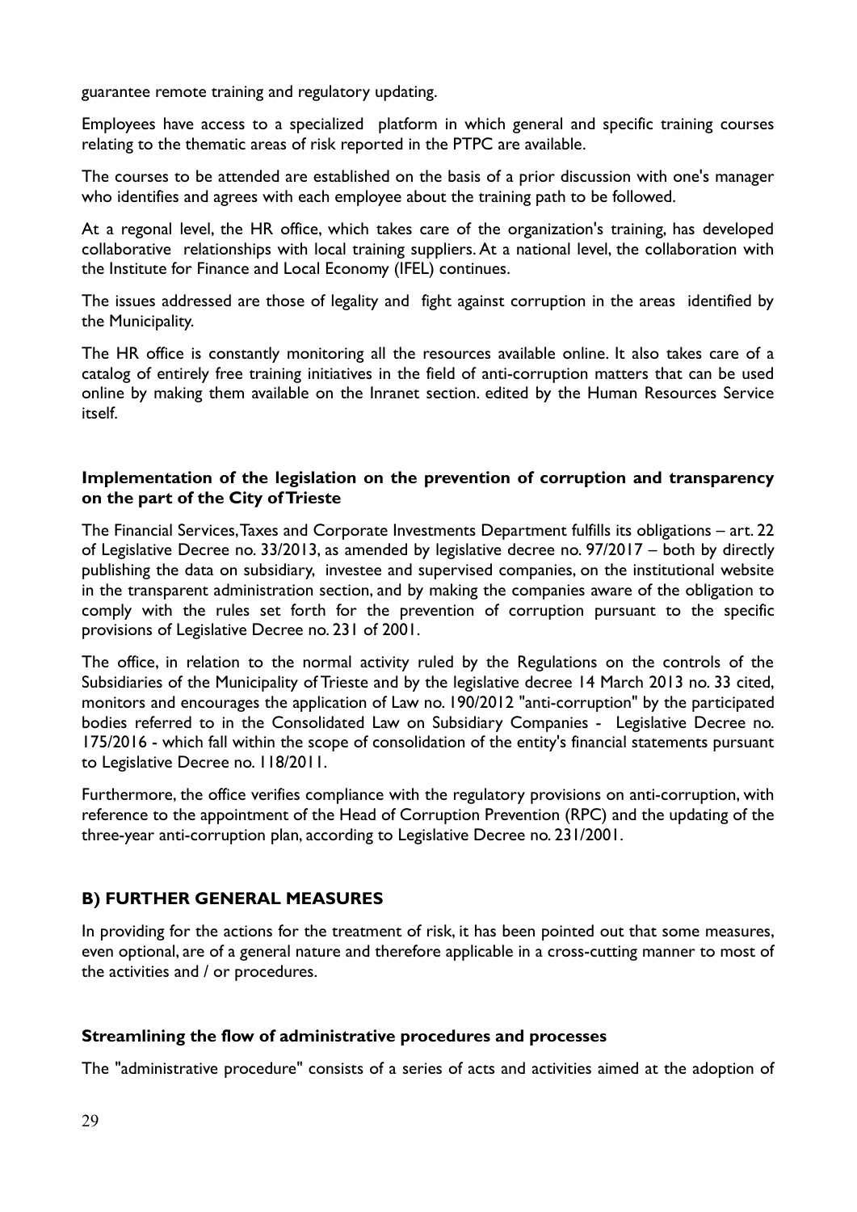guarantee remote training and regulatory updating.

Employees have access to a specialized platform in which general and specific training courses relating to the thematic areas of risk reported in the PTPC are available.

The courses to be attended are established on the basis of a prior discussion with one's manager who identifies and agrees with each employee about the training path to be followed.

At a regonal level, the HR office, which takes care of the organization's training, has developed collaborative relationships with local training suppliers. At a national level, the collaboration with the Institute for Finance and Local Economy (IFEL) continues.

The issues addressed are those of legality and fight against corruption in the areas identified by the Municipality.

The HR office is constantly monitoring all the resources available online. It also takes care of a catalog of entirely free training initiatives in the field of anti-corruption matters that can be used online by making them available on the Inranet section. edited by the Human Resources Service itself.

**Implementation of the legislation on the prevention of corruption and transparency on the part of the City of Trieste**

The Financial Services, Taxes and Corporate Investments Department fulfills its obligations – art. 22 of Legislative Decree no. 33/2013, as amended by legislative decree no. 97/2017 – both by directly publishing the data on subsidiary, investee and supervised companies, on the institutional website in the transparent administration section, and by making the companies aware of the obligation to comply with the rules set forth for the prevention of corruption pursuant to the specific provisions of Legislative Decree no. 231 of 2001.

The office, in relation to the normal activity ruled by the Regulations on the controls of the Subsidiaries of the Municipality of Trieste and by the legislative decree 14 March 2013 no. 33 cited, monitors and encourages the application of Law no. 190/2012 "anti-corruption" by the participated bodies referred to in the Consolidated Law on Subsidiary Companies - Legislative Decree no. 175/2016 - which fall within the scope of consolidation of the entity's financial statements pursuant to Legislative Decree no. 118/2011.

Furthermore, the office verifies compliance with the regulatory provisions on anti-corruption, with reference to the appointment of the Head of Corruption Prevention (RPC) and the updating of the three-year anti-corruption plan, according to Legislative Decree no. 231/2001.

## B) FURTHER GENERAL MEASURES

In providing for the actions for the treatment of risk, it has been pointed out that some measures, even optional, are of a general nature and therefore applicable in a cross-cutting manner to most of the activities and / or procedures.

**Streamlining the flow of administrative procedures and processes**

The "administrative procedure" consists of a series of acts and activities aimed at the adoption of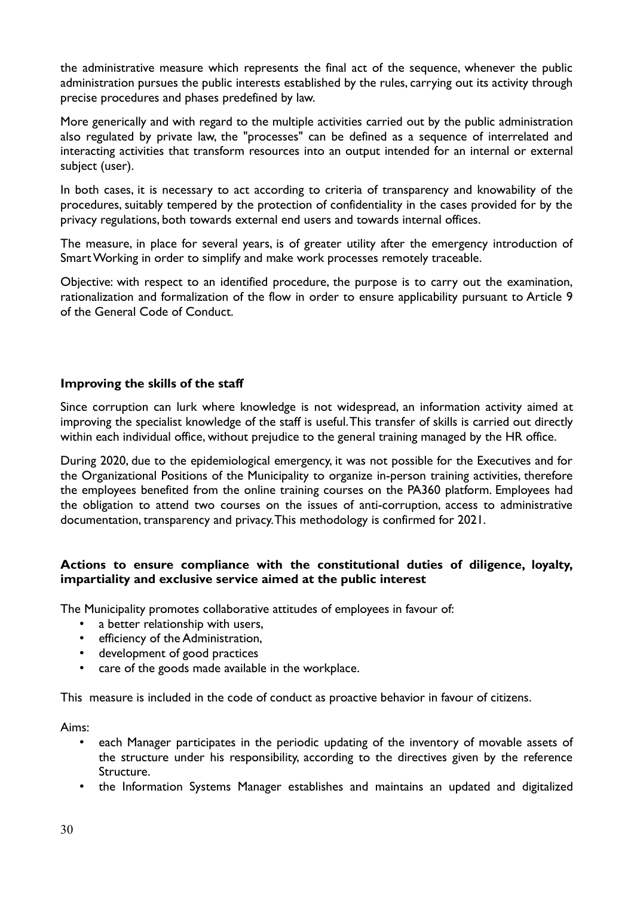the administrative measure which represents the final act of the sequence, whenever the public administration pursues the public interests established by the rules, carrying out its activity through precise procedures and phases predefined by law.

More generically and with regard to the multiple activities carried out by the public administration also regulated by private law, the "processes" can be defined as a sequence of interrelated and interacting activities that transform resources into an output intended for an internal or external subject (user).

In both cases, it is necessary to act according to criteria of transparency and knowability of the procedures, suitably tempered by the protection of confidentiality in the cases provided for by the privacy regulations, both towards external end users and towards internal offices.

The measure, in place for several years, is of greater utility after the emergency introduction of Smart Working in order to simplify and make work processes remotely traceable.

Objective: with respect to an identified procedure, the purpose is to carry out the examination, rationalization and formalization of the flow in order to ensure applicability pursuant to Article 9 of the General Code of Conduct.

**Improving the skills of the staff**

Since corruption can lurk where knowledge is not widespread, an information activity aimed at improving the specialist knowledge of the staff is useful. This transfer of skills is carried out directly within each individual office, without prejudice to the general training managed by the HR office.

During 2020, due to the epidemiological emergency, it was not possible for the Executives and for the Organizational Positions of the Municipality to organize in-person training activities, therefore the employees benefited from the online training courses on the PA360 platform. Employees had the obligation to attend two courses on the issues of anti-corruption, access to administrative documentation, transparency and privacy. This methodology is confirmed for 2021.

**Actions to ensure compliance with the constitutional duties of diligence, loyalty, impartiality and exclusive service aimed at the public interest**

The Municipality promotes collaborative attitudes of employees in favour of:

- a better relationship with users,
- efficiency of the Administration,
- development of good practices
- care of the goods made available in the workplace.

This measure is included in the code of conduct as proactive behavior in favour of citizens.

Aims:

- each Manager participates in the periodic updating of the inventory of movable assets of the structure under his responsibility, according to the directives given by the reference Structure.
- the Information Systems Manager establishes and maintains an updated and digitalized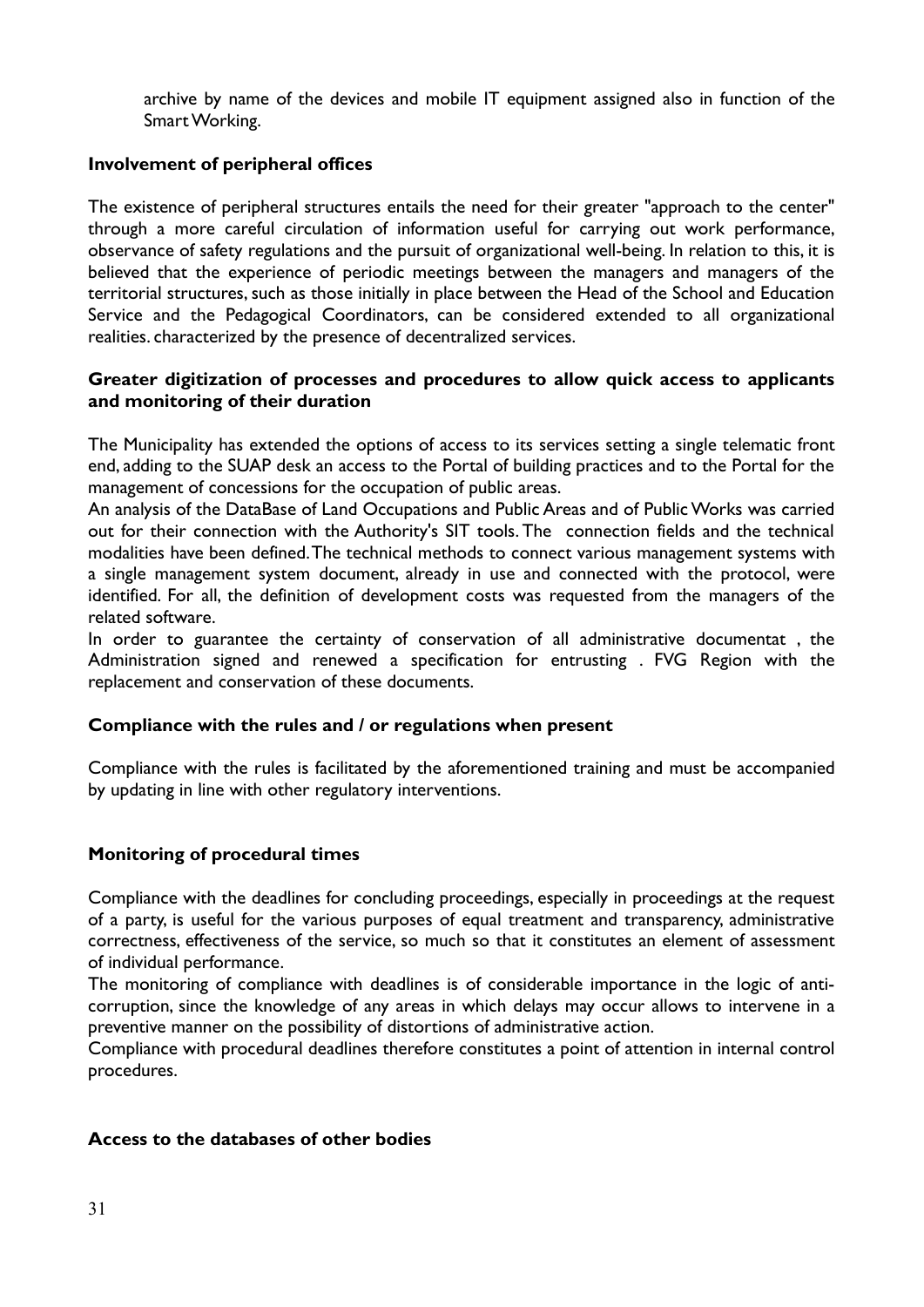archive by name of the devices and mobile IT equipment assigned also in function of the Smart Working.

**Involvement of peripheral offices**

The existence of peripheral structures entails the need for their greater "approach to the center" through a more careful circulation of information useful for carrying out work performance, observance of safety regulations and the pursuit of organizational well-being. In relation to this, it is believed that the experience of periodic meetings between the managers and managers of the territorial structures, such as those initially in place between the Head of the School and Education Service and the Pedagogical Coordinators, can be considered extended to all organizational realities. characterized by the presence of decentralized services.

**Greater digitization of processes and procedures to allow quick access to applicants and monitoring of their duration**

The Municipality has extended the options of access to its services setting a single telematic front end, adding to the SUAP desk an access to the Portal of building practices and to the Portal for the management of concessions for the occupation of public areas.
An analysis of the DataBase of Land Occupations and Public Areas and of Public Works was carried out for their connection with the Authority's SIT tools. The connection fields and the technical modalities have been defined. The technical methods to connect various management systems with a single management system document, already in use and connected with the protocol, were identified. For all, the definition of development costs was requested from the managers of the related software.
In order to guarantee the certainty of conservation of all administrative documentat , the Administration signed and renewed a specification for entrusting . FVG Region with the replacement and conservation of these documents.

**Compliance with the rules and / or regulations when present**

Compliance with the rules is facilitated by the aforementioned training and must be accompanied by updating in line with other regulatory interventions.

**Monitoring of procedural times**

Compliance with the deadlines for concluding proceedings, especially in proceedings at the request of a party, is useful for the various purposes of equal treatment and transparency, administrative correctness, effectiveness of the service, so much so that it constitutes an element of assessment of individual performance.
The monitoring of compliance with deadlines is of considerable importance in the logic of anti-corruption, since the knowledge of any areas in which delays may occur allows to intervene in a preventive manner on the possibility of distortions of administrative action.
Compliance with procedural deadlines therefore constitutes a point of attention in internal control procedures.

**Access to the databases of other bodies**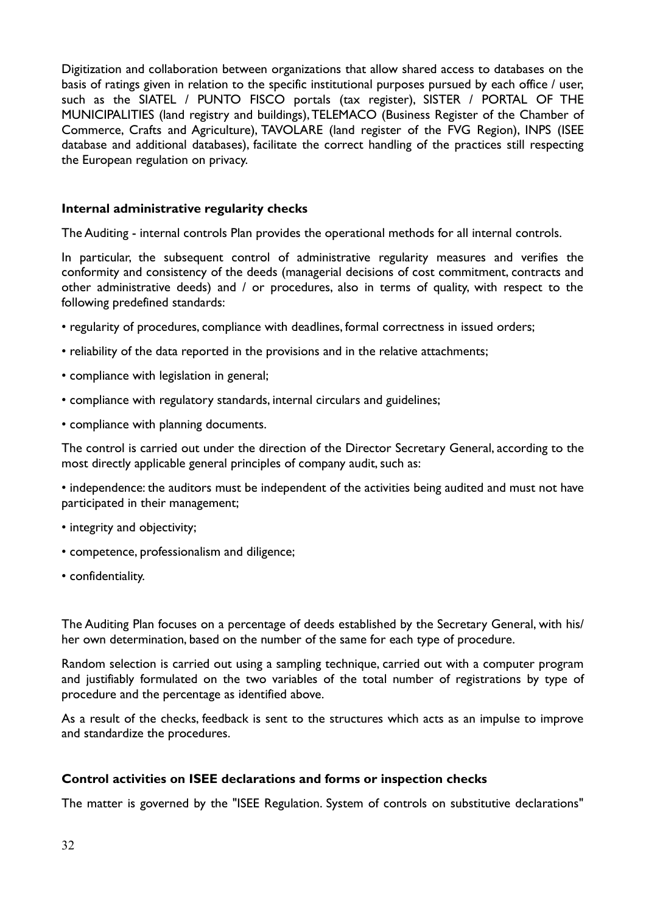Digitization and collaboration between organizations that allow shared access to databases on the basis of ratings given in relation to the specific institutional purposes pursued by each office / user, such as the SIATEL / PUNTO FISCO portals (tax register), SISTER / PORTAL OF THE MUNICIPALITIES (land registry and buildings), TELEMACO (Business Register of the Chamber of Commerce, Crafts and Agriculture), TAVOLARE (land register of the FVG Region), INPS (ISEE database and additional databases), facilitate the correct handling of the practices still respecting the European regulation on privacy.

**Internal administrative regularity checks**

The Auditing - internal controls Plan provides the operational methods for all internal controls.

In particular, the subsequent control of administrative regularity measures and verifies the conformity and consistency of the deeds (managerial decisions of cost commitment, contracts and other administrative deeds) and / or procedures, also in terms of quality, with respect to the following predefined standards:

- regularity of procedures, compliance with deadlines, formal correctness in issued orders;
- reliability of the data reported in the provisions and in the relative attachments;
- compliance with legislation in general;
- compliance with regulatory standards, internal circulars and guidelines;
- compliance with planning documents.

The control is carried out under the direction of the Director Secretary General, according to the most directly applicable general principles of company audit, such as:

- independence: the auditors must be independent of the activities being audited and must not have participated in their management;
- integrity and objectivity;
- competence, professionalism and diligence;
- confidentiality.

The Auditing Plan focuses on a percentage of deeds established by the Secretary General, with his/her own determination, based on the number of the same for each type of procedure.

Random selection is carried out using a sampling technique, carried out with a computer program and justifiably formulated on the two variables of the total number of registrations by type of procedure and the percentage as identified above.

As a result of the checks, feedback is sent to the structures which acts as an impulse to improve and standardize the procedures.

**Control activities on ISEE declarations and forms or inspection checks**

The matter is governed by the "ISEE Regulation. System of controls on substitutive declarations"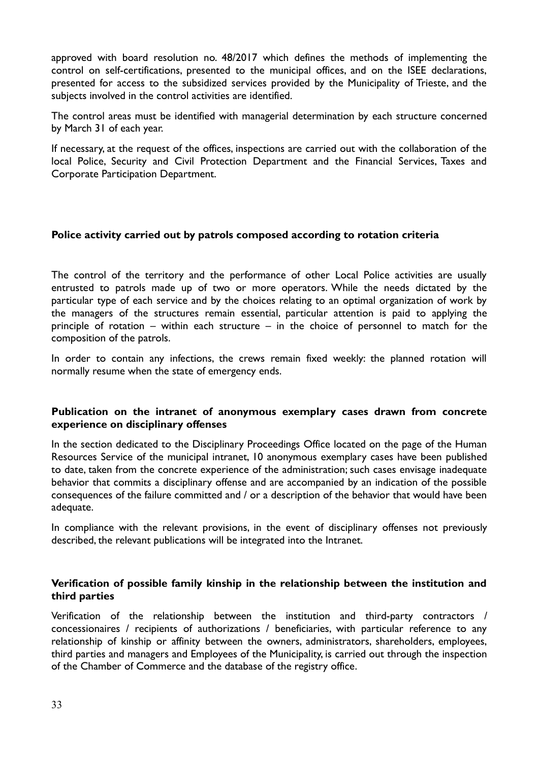approved with board resolution no. 48/2017 which defines the methods of implementing the control on self-certifications, presented to the municipal offices, and on the ISEE declarations, presented for access to the subsidized services provided by the Municipality of Trieste, and the subjects involved in the control activities are identified.

The control areas must be identified with managerial determination by each structure concerned by March 31 of each year.

If necessary, at the request of the offices, inspections are carried out with the collaboration of the local Police, Security and Civil Protection Department and the Financial Services, Taxes and Corporate Participation Department.

**Police activity carried out by patrols composed according to rotation criteria**

The control of the territory and the performance of other Local Police activities are usually entrusted to patrols made up of two or more operators. While the needs dictated by the particular type of each service and by the choices relating to an optimal organization of work by the managers of the structures remain essential, particular attention is paid to applying the principle of rotation – within each structure – in the choice of personnel to match for the composition of the patrols.

In order to contain any infections, the crews remain fixed weekly: the planned rotation will normally resume when the state of emergency ends.

**Publication on the intranet of anonymous exemplary cases drawn from concrete experience on disciplinary offenses**

In the section dedicated to the Disciplinary Proceedings Office located on the page of the Human Resources Service of the municipal intranet, 10 anonymous exemplary cases have been published to date, taken from the concrete experience of the administration; such cases envisage inadequate behavior that commits a disciplinary offense and are accompanied by an indication of the possible consequences of the failure committed and / or a description of the behavior that would have been adequate.

In compliance with the relevant provisions, in the event of disciplinary offenses not previously described, the relevant publications will be integrated into the Intranet.

**Verification of possible family kinship in the relationship between the institution and third parties**

Verification of the relationship between the institution and third-party contractors / concessionaires / recipients of authorizations / beneficiaries, with particular reference to any relationship of kinship or affinity between the owners, administrators, shareholders, employees, third parties and managers and Employees of the Municipality, is carried out through the inspection of the Chamber of Commerce and the database of the registry office.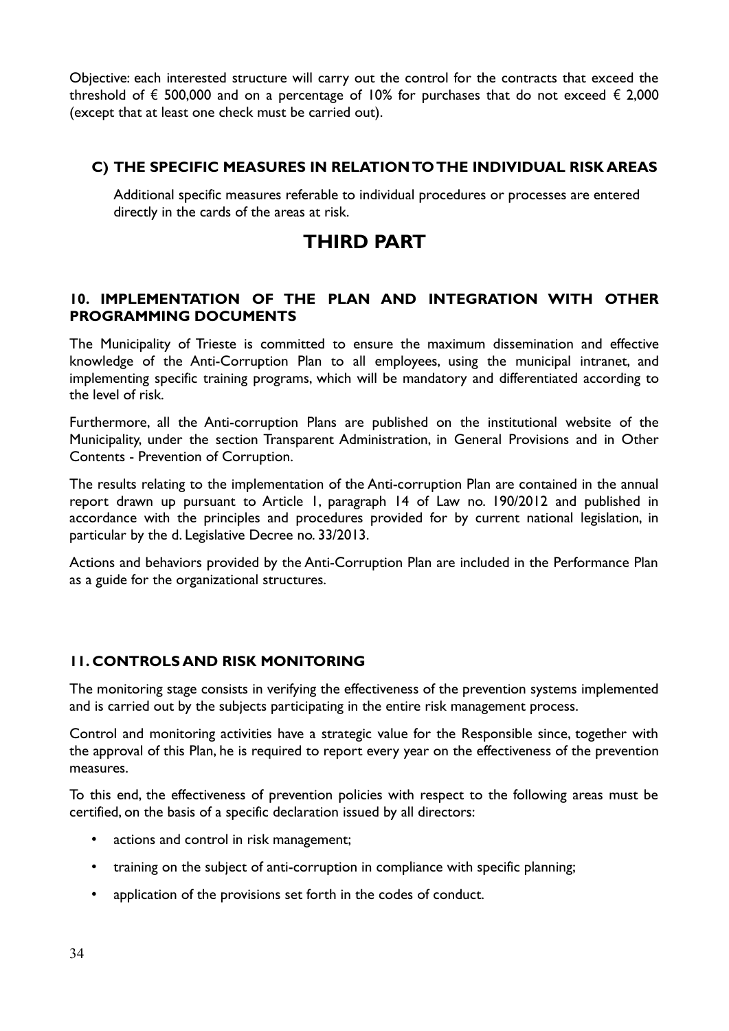Objective: each interested structure will carry out the control for the contracts that exceed the threshold of € 500,000 and on a percentage of 10% for purchases that do not exceed € 2,000 (except that at least one check must be carried out).

### C) THE SPECIFIC MEASURES IN RELATION TO THE INDIVIDUAL RISK AREAS

Additional specific measures referable to individual procedures or processes are entered directly in the cards of the areas at risk.

# THIRD PART

## 10. IMPLEMENTATION OF THE PLAN AND INTEGRATION WITH OTHER PROGRAMMING DOCUMENTS

The Municipality of Trieste is committed to ensure the maximum dissemination and effective knowledge of the Anti-Corruption Plan to all employees, using the municipal intranet, and implementing specific training programs, which will be mandatory and differentiated according to the level of risk.

Furthermore, all the Anti-corruption Plans are published on the institutional website of the Municipality, under the section Transparent Administration, in General Provisions and in Other Contents - Prevention of Corruption.

The results relating to the implementation of the Anti-corruption Plan are contained in the annual report drawn up pursuant to Article 1, paragraph 14 of Law no. 190/2012 and published in accordance with the principles and procedures provided for by current national legislation, in particular by the d. Legislative Decree no. 33/2013.

Actions and behaviors provided by the Anti-Corruption Plan are included in the Performance Plan as a guide for the organizational structures.

## 11. CONTROLS AND RISK MONITORING

The monitoring stage consists in verifying the effectiveness of the prevention systems implemented and is carried out by the subjects participating in the entire risk management process.

Control and monitoring activities have a strategic value for the Responsible since, together with the approval of this Plan, he is required to report every year on the effectiveness of the prevention measures.

To this end, the effectiveness of prevention policies with respect to the following areas must be certified, on the basis of a specific declaration issued by all directors:

- actions and control in risk management;
- training on the subject of anti-corruption in compliance with specific planning;
- application of the provisions set forth in the codes of conduct.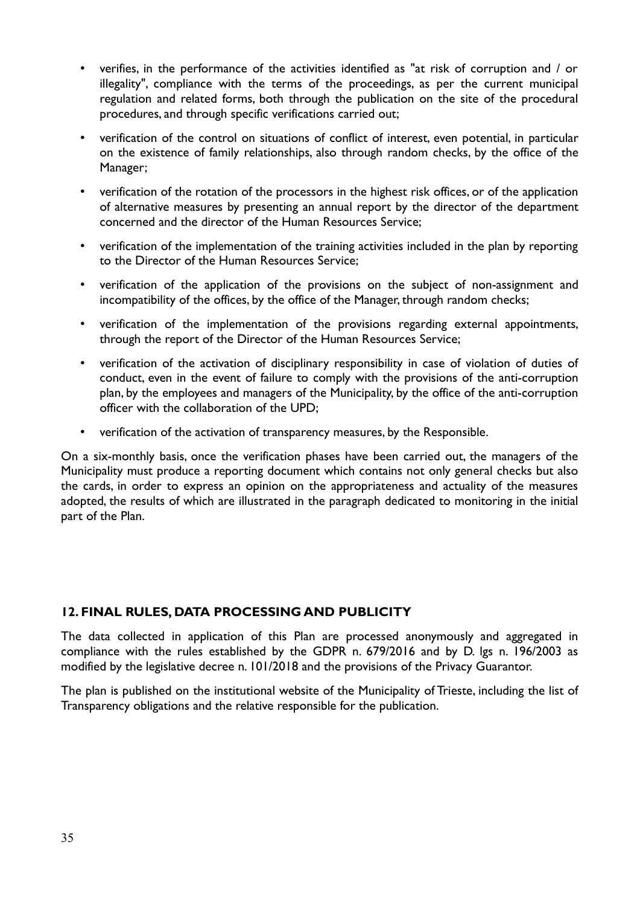- verifies, in the performance of the activities identified as "at risk of corruption and / or illegality", compliance with the terms of the proceedings, as per the current municipal regulation and related forms, both through the publication on the site of the procedural procedures, and through specific verifications carried out;
- verification of the control on situations of conflict of interest, even potential, in particular on the existence of family relationships, also through random checks, by the office of the Manager;
- verification of the rotation of the processors in the highest risk offices, or of the application of alternative measures by presenting an annual report by the director of the department concerned and the director of the Human Resources Service;
- verification of the implementation of the training activities included in the plan by reporting to the Director of the Human Resources Service;
- verification of the application of the provisions on the subject of non-assignment and incompatibility of the offices, by the office of the Manager, through random checks;
- verification of the implementation of the provisions regarding external appointments, through the report of the Director of the Human Resources Service;
- verification of the activation of disciplinary responsibility in case of violation of duties of conduct, even in the event of failure to comply with the provisions of the anti-corruption plan, by the employees and managers of the Municipality, by the office of the anti-corruption officer with the collaboration of the UPD;
- verification of the activation of transparency measures, by the Responsible.

On a six-monthly basis, once the verification phases have been carried out, the managers of the Municipality must produce a reporting document which contains not only general checks but also the cards, in order to express an opinion on the appropriateness and actuality of the measures adopted, the results of which are illustrated in the paragraph dedicated to monitoring in the initial part of the Plan.

## 12. FINAL RULES, DATA PROCESSING AND PUBLICITY

The data collected in application of this Plan are processed anonymously and aggregated in compliance with the rules established by the GDPR n. 679/2016 and by D. lgs n. 196/2003 as modified by the legislative decree n. 101/2018 and the provisions of the Privacy Guarantor.

The plan is published on the institutional website of the Municipality of Trieste, including the list of Transparency obligations and the relative responsible for the publication.